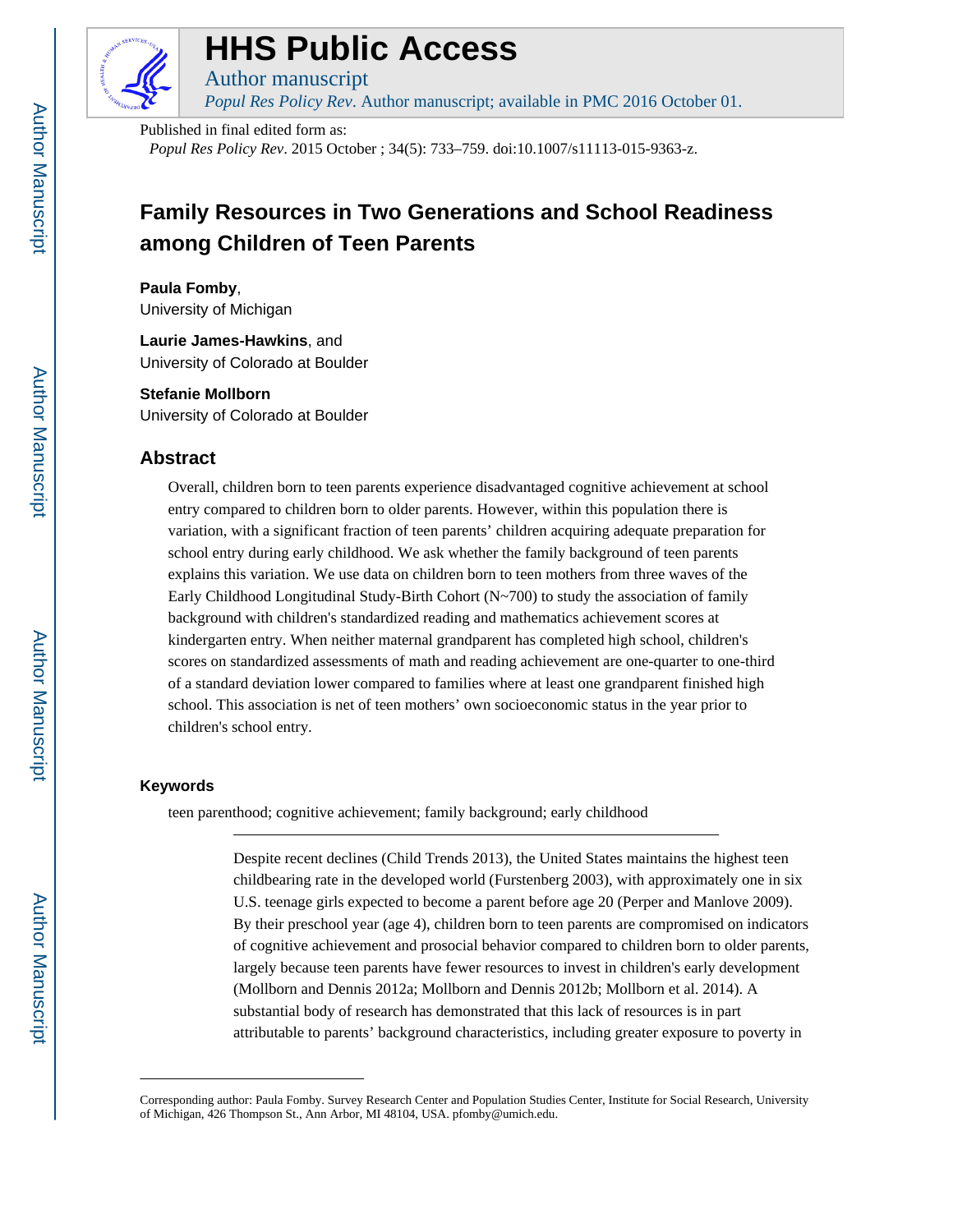Published in final edited form as:

*Popul Res Policy Rev*. 2015 October ; 34(5): 733–759. doi:10.1007/s11113-015-9363-z.

# Family Resources in Two Generations and School Readiness among Children of Teen Parents

**Paula Fomby**,
University of Michigan

**Laurie James-Hawkins**, and
University of Colorado at Boulder

**Stefanie Mollborn**
University of Colorado at Boulder

## Abstract

Overall, children born to teen parents experience disadvantaged cognitive achievement at school entry compared to children born to older parents. However, within this population there is variation, with a significant fraction of teen parents' children acquiring adequate preparation for school entry during early childhood. We ask whether the family background of teen parents explains this variation. We use data on children born to teen mothers from three waves of the Early Childhood Longitudinal Study-Birth Cohort (N~700) to study the association of family background with children's standardized reading and mathematics achievement scores at kindergarten entry. When neither maternal grandparent has completed high school, children's scores on standardized assessments of math and reading achievement are one-quarter to one-third of a standard deviation lower compared to families where at least one grandparent finished high school. This association is net of teen mothers' own socioeconomic status in the year prior to children's school entry.

### Keywords

teen parenthood; cognitive achievement; family background; early childhood

---

Despite recent declines (Child Trends 2013), the United States maintains the highest teen childbearing rate in the developed world (Furstenberg 2003), with approximately one in six U.S. teenage girls expected to become a parent before age 20 (Perper and Manlove 2009). By their preschool year (age 4), children born to teen parents are compromised on indicators of cognitive achievement and prosocial behavior compared to children born to older parents, largely because teen parents have fewer resources to invest in children's early development (Mollborn and Dennis 2012a; Mollborn and Dennis 2012b; Mollborn et al. 2014). A substantial body of research has demonstrated that this lack of resources is in part attributable to parents' background characteristics, including greater exposure to poverty in

---

Corresponding author: Paula Fomby. Survey Research Center and Population Studies Center, Institute for Social Research, University of Michigan, 426 Thompson St., Ann Arbor, MI 48104, USA. pfomby@umich.edu.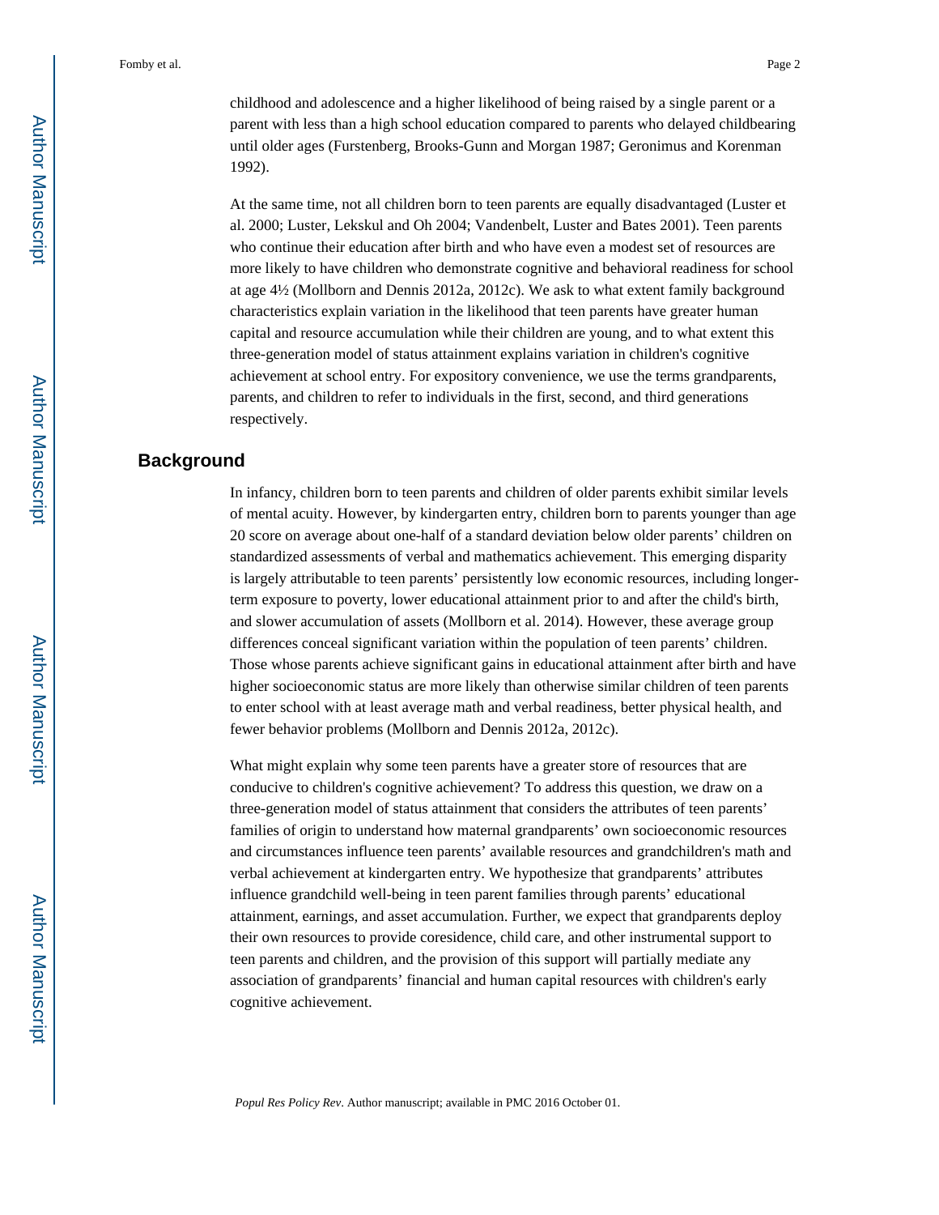childhood and adolescence and a higher likelihood of being raised by a single parent or a parent with less than a high school education compared to parents who delayed childbearing until older ages (Furstenberg, Brooks-Gunn and Morgan 1987; Geronimus and Korenman 1992).

At the same time, not all children born to teen parents are equally disadvantaged (Luster et al. 2000; Luster, Lekskul and Oh 2004; Vandenbelt, Luster and Bates 2001). Teen parents who continue their education after birth and who have even a modest set of resources are more likely to have children who demonstrate cognitive and behavioral readiness for school at age 4½ (Mollborn and Dennis 2012a, 2012c). We ask to what extent family background characteristics explain variation in the likelihood that teen parents have greater human capital and resource accumulation while their children are young, and to what extent this three-generation model of status attainment explains variation in children's cognitive achievement at school entry. For expository convenience, we use the terms grandparents, parents, and children to refer to individuals in the first, second, and third generations respectively.

## Background

In infancy, children born to teen parents and children of older parents exhibit similar levels of mental acuity. However, by kindergarten entry, children born to parents younger than age 20 score on average about one-half of a standard deviation below older parents' children on standardized assessments of verbal and mathematics achievement. This emerging disparity is largely attributable to teen parents' persistently low economic resources, including longer-term exposure to poverty, lower educational attainment prior to and after the child's birth, and slower accumulation of assets (Mollborn et al. 2014). However, these average group differences conceal significant variation within the population of teen parents' children. Those whose parents achieve significant gains in educational attainment after birth and have higher socioeconomic status are more likely than otherwise similar children of teen parents to enter school with at least average math and verbal readiness, better physical health, and fewer behavior problems (Mollborn and Dennis 2012a, 2012c).

What might explain why some teen parents have a greater store of resources that are conducive to children's cognitive achievement? To address this question, we draw on a three-generation model of status attainment that considers the attributes of teen parents' families of origin to understand how maternal grandparents' own socioeconomic resources and circumstances influence teen parents' available resources and grandchildren's math and verbal achievement at kindergarten entry. We hypothesize that grandparents' attributes influence grandchild well-being in teen parent families through parents' educational attainment, earnings, and asset accumulation. Further, we expect that grandparents deploy their own resources to provide coresidence, child care, and other instrumental support to teen parents and children, and the provision of this support will partially mediate any association of grandparents' financial and human capital resources with children's early cognitive achievement.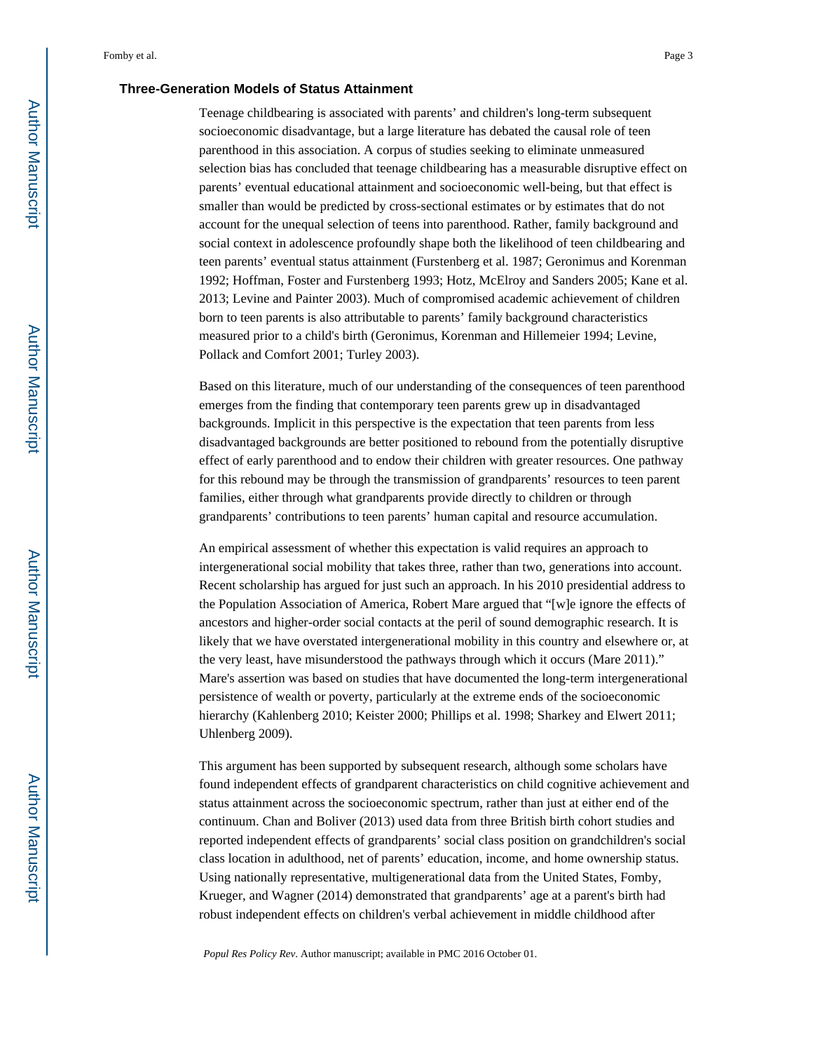### Three-Generation Models of Status Attainment

Teenage childbearing is associated with parents' and children's long-term subsequent socioeconomic disadvantage, but a large literature has debated the causal role of teen parenthood in this association. A corpus of studies seeking to eliminate unmeasured selection bias has concluded that teenage childbearing has a measurable disruptive effect on parents' eventual educational attainment and socioeconomic well-being, but that effect is smaller than would be predicted by cross-sectional estimates or by estimates that do not account for the unequal selection of teens into parenthood. Rather, family background and social context in adolescence profoundly shape both the likelihood of teen childbearing and teen parents' eventual status attainment (Furstenberg et al. 1987; Geronimus and Korenman 1992; Hoffman, Foster and Furstenberg 1993; Hotz, McElroy and Sanders 2005; Kane et al. 2013; Levine and Painter 2003). Much of compromised academic achievement of children born to teen parents is also attributable to parents' family background characteristics measured prior to a child's birth (Geronimus, Korenman and Hillemeier 1994; Levine, Pollack and Comfort 2001; Turley 2003).

Based on this literature, much of our understanding of the consequences of teen parenthood emerges from the finding that contemporary teen parents grew up in disadvantaged backgrounds. Implicit in this perspective is the expectation that teen parents from less disadvantaged backgrounds are better positioned to rebound from the potentially disruptive effect of early parenthood and to endow their children with greater resources. One pathway for this rebound may be through the transmission of grandparents' resources to teen parent families, either through what grandparents provide directly to children or through grandparents' contributions to teen parents' human capital and resource accumulation.

An empirical assessment of whether this expectation is valid requires an approach to intergenerational social mobility that takes three, rather than two, generations into account. Recent scholarship has argued for just such an approach. In his 2010 presidential address to the Population Association of America, Robert Mare argued that "[w]e ignore the effects of ancestors and higher-order social contacts at the peril of sound demographic research. It is likely that we have overstated intergenerational mobility in this country and elsewhere or, at the very least, have misunderstood the pathways through which it occurs (Mare 2011)." Mare's assertion was based on studies that have documented the long-term intergenerational persistence of wealth or poverty, particularly at the extreme ends of the socioeconomic hierarchy (Kahlenberg 2010; Keister 2000; Phillips et al. 1998; Sharkey and Elwert 2011; Uhlenberg 2009).

This argument has been supported by subsequent research, although some scholars have found independent effects of grandparent characteristics on child cognitive achievement and status attainment across the socioeconomic spectrum, rather than just at either end of the continuum. Chan and Boliver (2013) used data from three British birth cohort studies and reported independent effects of grandparents' social class position on grandchildren's social class location in adulthood, net of parents' education, income, and home ownership status. Using nationally representative, multigenerational data from the United States, Fomby, Krueger, and Wagner (2014) demonstrated that grandparents' age at a parent's birth had robust independent effects on children's verbal achievement in middle childhood after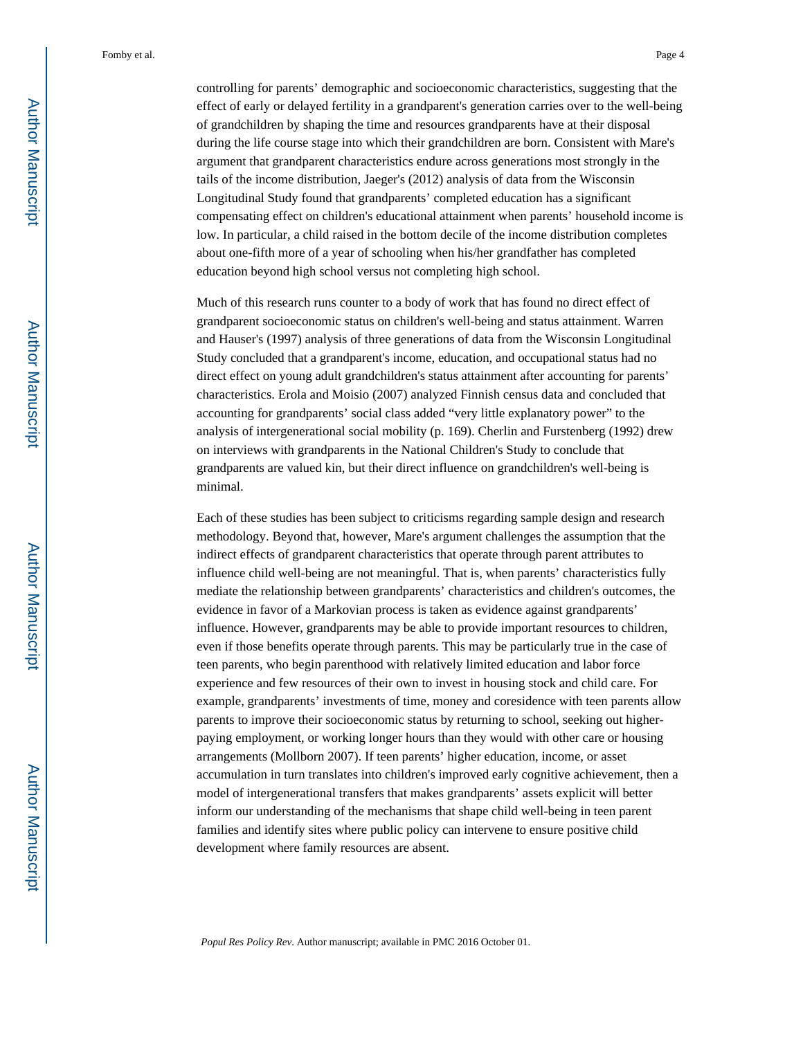controlling for parents' demographic and socioeconomic characteristics, suggesting that the effect of early or delayed fertility in a grandparent's generation carries over to the well-being of grandchildren by shaping the time and resources grandparents have at their disposal during the life course stage into which their grandchildren are born. Consistent with Mare's argument that grandparent characteristics endure across generations most strongly in the tails of the income distribution, Jaeger's (2012) analysis of data from the Wisconsin Longitudinal Study found that grandparents' completed education has a significant compensating effect on children's educational attainment when parents' household income is low. In particular, a child raised in the bottom decile of the income distribution completes about one-fifth more of a year of schooling when his/her grandfather has completed education beyond high school versus not completing high school.

Much of this research runs counter to a body of work that has found no direct effect of grandparent socioeconomic status on children's well-being and status attainment. Warren and Hauser's (1997) analysis of three generations of data from the Wisconsin Longitudinal Study concluded that a grandparent's income, education, and occupational status had no direct effect on young adult grandchildren's status attainment after accounting for parents' characteristics. Erola and Moisio (2007) analyzed Finnish census data and concluded that accounting for grandparents' social class added "very little explanatory power" to the analysis of intergenerational social mobility (p. 169). Cherlin and Furstenberg (1992) drew on interviews with grandparents in the National Children's Study to conclude that grandparents are valued kin, but their direct influence on grandchildren's well-being is minimal.

Each of these studies has been subject to criticisms regarding sample design and research methodology. Beyond that, however, Mare's argument challenges the assumption that the indirect effects of grandparent characteristics that operate through parent attributes to influence child well-being are not meaningful. That is, when parents' characteristics fully mediate the relationship between grandparents' characteristics and children's outcomes, the evidence in favor of a Markovian process is taken as evidence against grandparents' influence. However, grandparents may be able to provide important resources to children, even if those benefits operate through parents. This may be particularly true in the case of teen parents, who begin parenthood with relatively limited education and labor force experience and few resources of their own to invest in housing stock and child care. For example, grandparents' investments of time, money and coresidence with teen parents allow parents to improve their socioeconomic status by returning to school, seeking out higher-paying employment, or working longer hours than they would with other care or housing arrangements (Mollborn 2007). If teen parents' higher education, income, or asset accumulation in turn translates into children's improved early cognitive achievement, then a model of intergenerational transfers that makes grandparents' assets explicit will better inform our understanding of the mechanisms that shape child well-being in teen parent families and identify sites where public policy can intervene to ensure positive child development where family resources are absent.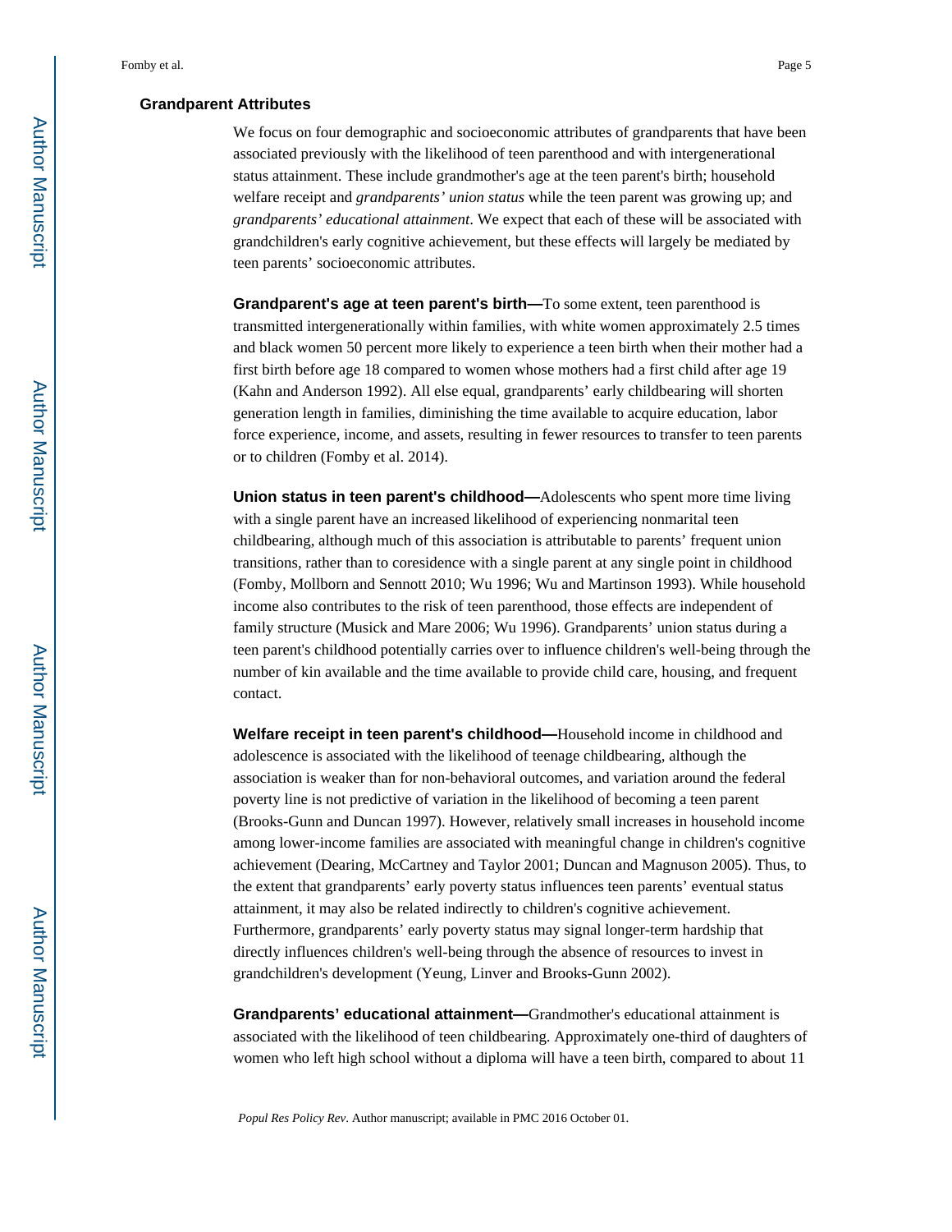### Grandparent Attributes

We focus on four demographic and socioeconomic attributes of grandparents that have been associated previously with the likelihood of teen parenthood and with intergenerational status attainment. These include grandmother's age at the teen parent's birth; household welfare receipt and *grandparents' union status* while the teen parent was growing up; and *grandparents' educational attainment*. We expect that each of these will be associated with grandchildren's early cognitive achievement, but these effects will largely be mediated by teen parents' socioeconomic attributes.

**Grandparent's age at teen parent's birth—**To some extent, teen parenthood is transmitted intergenerationally within families, with white women approximately 2.5 times and black women 50 percent more likely to experience a teen birth when their mother had a first birth before age 18 compared to women whose mothers had a first child after age 19 (Kahn and Anderson 1992). All else equal, grandparents' early childbearing will shorten generation length in families, diminishing the time available to acquire education, labor force experience, income, and assets, resulting in fewer resources to transfer to teen parents or to children (Fomby et al. 2014).

**Union status in teen parent's childhood—**Adolescents who spent more time living with a single parent have an increased likelihood of experiencing nonmarital teen childbearing, although much of this association is attributable to parents' frequent union transitions, rather than to coresidence with a single parent at any single point in childhood (Fomby, Mollborn and Sennott 2010; Wu 1996; Wu and Martinson 1993). While household income also contributes to the risk of teen parenthood, those effects are independent of family structure (Musick and Mare 2006; Wu 1996). Grandparents' union status during a teen parent's childhood potentially carries over to influence children's well-being through the number of kin available and the time available to provide child care, housing, and frequent contact.

**Welfare receipt in teen parent's childhood—**Household income in childhood and adolescence is associated with the likelihood of teenage childbearing, although the association is weaker than for non-behavioral outcomes, and variation around the federal poverty line is not predictive of variation in the likelihood of becoming a teen parent (Brooks-Gunn and Duncan 1997). However, relatively small increases in household income among lower-income families are associated with meaningful change in children's cognitive achievement (Dearing, McCartney and Taylor 2001; Duncan and Magnuson 2005). Thus, to the extent that grandparents' early poverty status influences teen parents' eventual status attainment, it may also be related indirectly to children's cognitive achievement. Furthermore, grandparents' early poverty status may signal longer-term hardship that directly influences children's well-being through the absence of resources to invest in grandchildren's development (Yeung, Linver and Brooks-Gunn 2002).

**Grandparents' educational attainment—**Grandmother's educational attainment is associated with the likelihood of teen childbearing. Approximately one-third of daughters of women who left high school without a diploma will have a teen birth, compared to about 11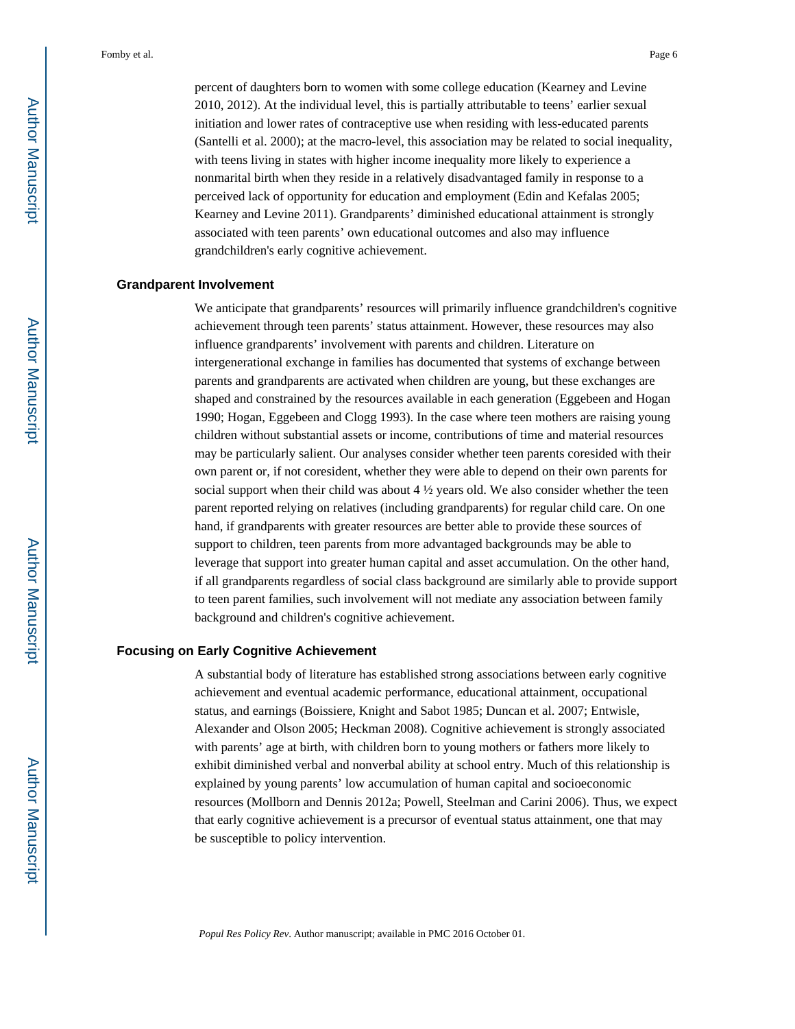percent of daughters born to women with some college education (Kearney and Levine 2010, 2012). At the individual level, this is partially attributable to teens' earlier sexual initiation and lower rates of contraceptive use when residing with less-educated parents (Santelli et al. 2000); at the macro-level, this association may be related to social inequality, with teens living in states with higher income inequality more likely to experience a nonmarital birth when they reside in a relatively disadvantaged family in response to a perceived lack of opportunity for education and employment (Edin and Kefalas 2005; Kearney and Levine 2011). Grandparents' diminished educational attainment is strongly associated with teen parents' own educational outcomes and also may influence grandchildren's early cognitive achievement.

## Grandparent Involvement

We anticipate that grandparents' resources will primarily influence grandchildren's cognitive achievement through teen parents' status attainment. However, these resources may also influence grandparents' involvement with parents and children. Literature on intergenerational exchange in families has documented that systems of exchange between parents and grandparents are activated when children are young, but these exchanges are shaped and constrained by the resources available in each generation (Eggebeen and Hogan 1990; Hogan, Eggebeen and Clogg 1993). In the case where teen mothers are raising young children without substantial assets or income, contributions of time and material resources may be particularly salient. Our analyses consider whether teen parents coresided with their own parent or, if not coresident, whether they were able to depend on their own parents for social support when their child was about 4 ½ years old. We also consider whether the teen parent reported relying on relatives (including grandparents) for regular child care. On one hand, if grandparents with greater resources are better able to provide these sources of support to children, teen parents from more advantaged backgrounds may be able to leverage that support into greater human capital and asset accumulation. On the other hand, if all grandparents regardless of social class background are similarly able to provide support to teen parent families, such involvement will not mediate any association between family background and children's cognitive achievement.

## Focusing on Early Cognitive Achievement

A substantial body of literature has established strong associations between early cognitive achievement and eventual academic performance, educational attainment, occupational status, and earnings (Boissiere, Knight and Sabot 1985; Duncan et al. 2007; Entwisle, Alexander and Olson 2005; Heckman 2008). Cognitive achievement is strongly associated with parents' age at birth, with children born to young mothers or fathers more likely to exhibit diminished verbal and nonverbal ability at school entry. Much of this relationship is explained by young parents' low accumulation of human capital and socioeconomic resources (Mollborn and Dennis 2012a; Powell, Steelman and Carini 2006). Thus, we expect that early cognitive achievement is a precursor of eventual status attainment, one that may be susceptible to policy intervention.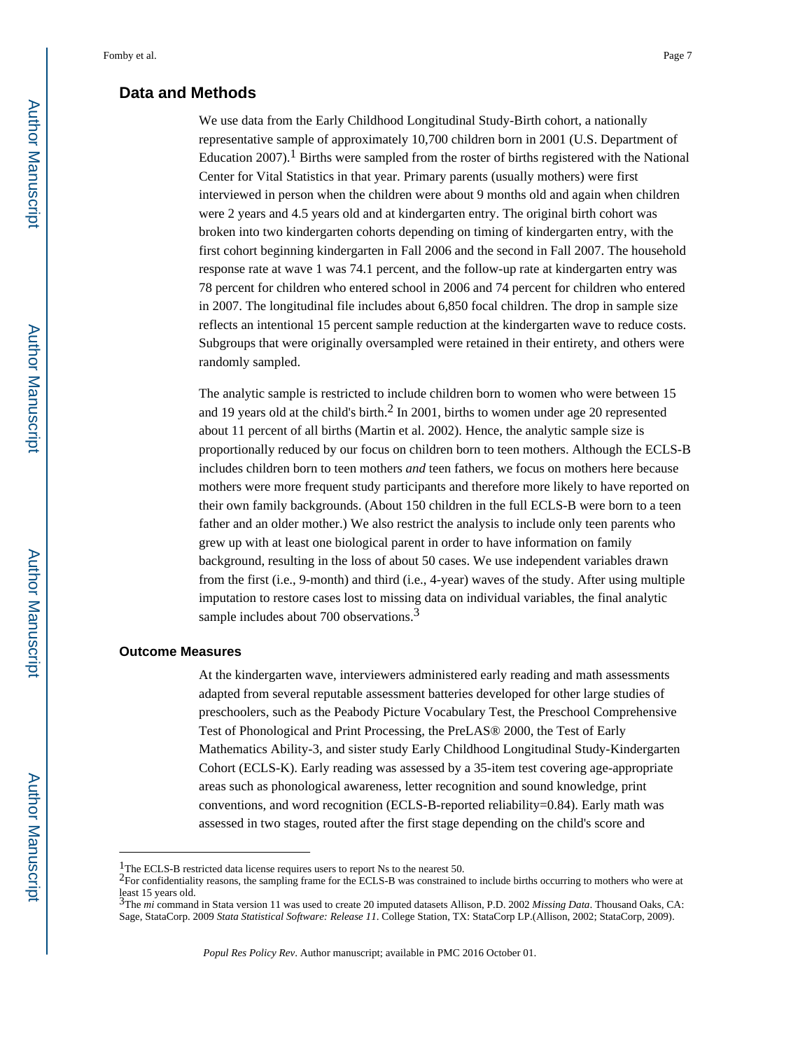## Data and Methods

We use data from the Early Childhood Longitudinal Study-Birth cohort, a nationally representative sample of approximately 10,700 children born in 2001 (U.S. Department of Education 2007).[1] Births were sampled from the roster of births registered with the National Center for Vital Statistics in that year. Primary parents (usually mothers) were first interviewed in person when the children were about 9 months old and again when children were 2 years and 4.5 years old and at kindergarten entry. The original birth cohort was broken into two kindergarten cohorts depending on timing of kindergarten entry, with the first cohort beginning kindergarten in Fall 2006 and the second in Fall 2007. The household response rate at wave 1 was 74.1 percent, and the follow-up rate at kindergarten entry was 78 percent for children who entered school in 2006 and 74 percent for children who entered in 2007. The longitudinal file includes about 6,850 focal children. The drop in sample size reflects an intentional 15 percent sample reduction at the kindergarten wave to reduce costs. Subgroups that were originally oversampled were retained in their entirety, and others were randomly sampled.

The analytic sample is restricted to include children born to women who were between 15 and 19 years old at the child's birth.[2] In 2001, births to women under age 20 represented about 11 percent of all births (Martin et al. 2002). Hence, the analytic sample size is proportionally reduced by our focus on children born to teen mothers. Although the ECLS-B includes children born to teen mothers *and* teen fathers, we focus on mothers here because mothers were more frequent study participants and therefore more likely to have reported on their own family backgrounds. (About 150 children in the full ECLS-B were born to a teen father and an older mother.) We also restrict the analysis to include only teen parents who grew up with at least one biological parent in order to have information on family background, resulting in the loss of about 50 cases. We use independent variables drawn from the first (i.e., 9-month) and third (i.e., 4-year) waves of the study. After using multiple imputation to restore cases lost to missing data on individual variables, the final analytic sample includes about 700 observations.[3]

### Outcome Measures

At the kindergarten wave, interviewers administered early reading and math assessments adapted from several reputable assessment batteries developed for other large studies of preschoolers, such as the Peabody Picture Vocabulary Test, the Preschool Comprehensive Test of Phonological and Print Processing, the PreLAS® 2000, the Test of Early Mathematics Ability-3, and sister study Early Childhood Longitudinal Study-Kindergarten Cohort (ECLS-K). Early reading was assessed by a 35-item test covering age-appropriate areas such as phonological awareness, letter recognition and sound knowledge, print conventions, and word recognition (ECLS-B-reported reliability=0.84). Early math was assessed in two stages, routed after the first stage depending on the child's score and

---

[1] The ECLS-B restricted data license requires users to report Ns to the nearest 50.

[2] For confidentiality reasons, the sampling frame for the ECLS-B was constrained to include births occurring to mothers who were at least 15 years old.

[3] The *mi* command in Stata version 11 was used to create 20 imputed datasets Allison, P.D. 2002 *Missing Data*. Thousand Oaks, CA: Sage, StataCorp. 2009 *Stata Statistical Software: Release 11*. College Station, TX: StataCorp LP.(Allison, 2002; StataCorp, 2009).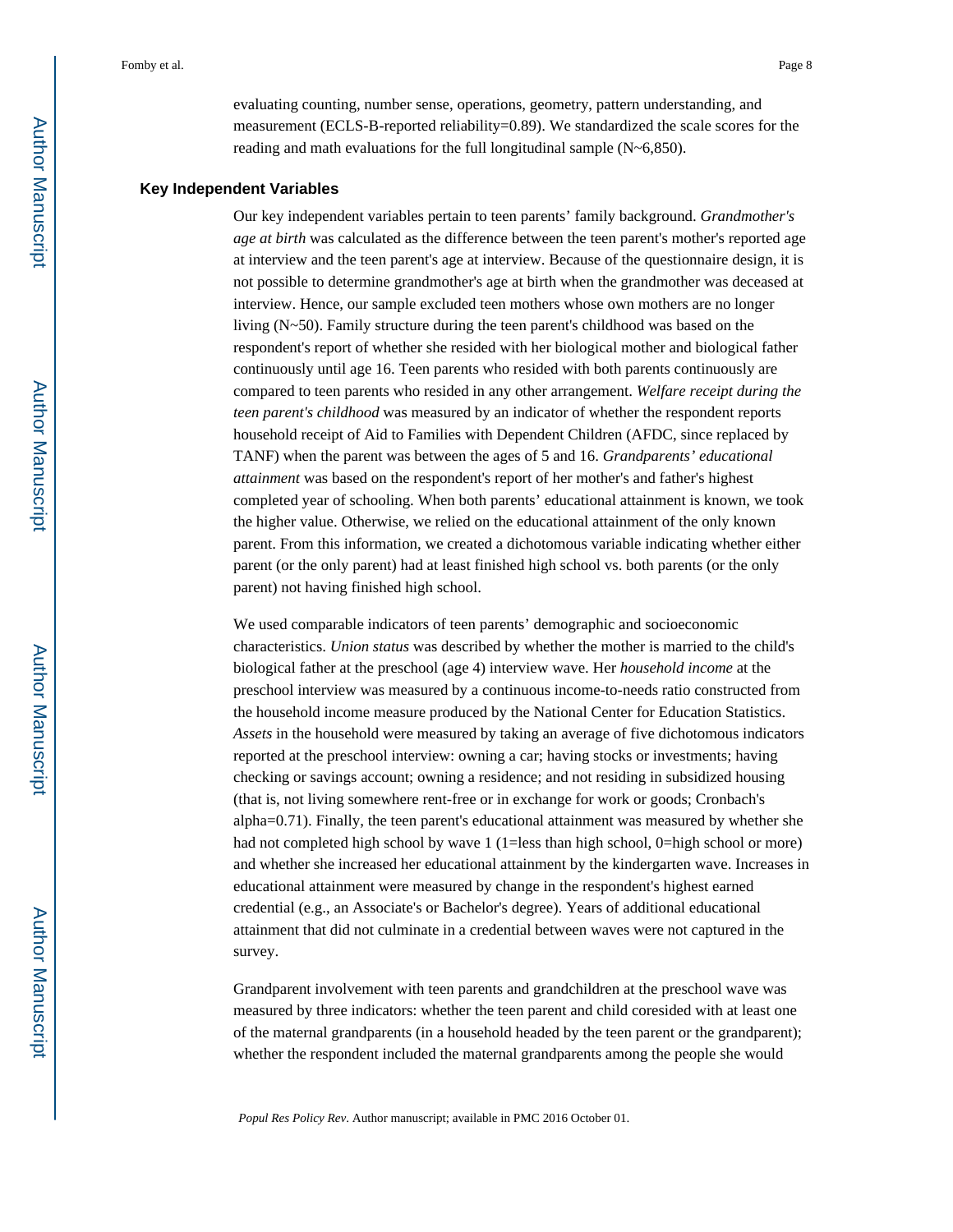evaluating counting, number sense, operations, geometry, pattern understanding, and measurement (ECLS-B-reported reliability=0.89). We standardized the scale scores for the reading and math evaluations for the full longitudinal sample (N~6,850).

### Key Independent Variables

Our key independent variables pertain to teen parents' family background. *Grandmother's age at birth* was calculated as the difference between the teen parent's mother's reported age at interview and the teen parent's age at interview. Because of the questionnaire design, it is not possible to determine grandmother's age at birth when the grandmother was deceased at interview. Hence, our sample excluded teen mothers whose own mothers are no longer living (N~50). Family structure during the teen parent's childhood was based on the respondent's report of whether she resided with her biological mother and biological father continuously until age 16. Teen parents who resided with both parents continuously are compared to teen parents who resided in any other arrangement. *Welfare receipt during the teen parent's childhood* was measured by an indicator of whether the respondent reports household receipt of Aid to Families with Dependent Children (AFDC, since replaced by TANF) when the parent was between the ages of 5 and 16. *Grandparents' educational attainment* was based on the respondent's report of her mother's and father's highest completed year of schooling. When both parents' educational attainment is known, we took the higher value. Otherwise, we relied on the educational attainment of the only known parent. From this information, we created a dichotomous variable indicating whether either parent (or the only parent) had at least finished high school vs. both parents (or the only parent) not having finished high school.

We used comparable indicators of teen parents' demographic and socioeconomic characteristics. *Union status* was described by whether the mother is married to the child's biological father at the preschool (age 4) interview wave. Her *household income* at the preschool interview was measured by a continuous income-to-needs ratio constructed from the household income measure produced by the National Center for Education Statistics. *Assets* in the household were measured by taking an average of five dichotomous indicators reported at the preschool interview: owning a car; having stocks or investments; having checking or savings account; owning a residence; and not residing in subsidized housing (that is, not living somewhere rent-free or in exchange for work or goods; Cronbach's alpha=0.71). Finally, the teen parent's educational attainment was measured by whether she had not completed high school by wave 1 (1=less than high school, 0=high school or more) and whether she increased her educational attainment by the kindergarten wave. Increases in educational attainment were measured by change in the respondent's highest earned credential (e.g., an Associate's or Bachelor's degree). Years of additional educational attainment that did not culminate in a credential between waves were not captured in the survey.

Grandparent involvement with teen parents and grandchildren at the preschool wave was measured by three indicators: whether the teen parent and child coresided with at least one of the maternal grandparents (in a household headed by the teen parent or the grandparent); whether the respondent included the maternal grandparents among the people she would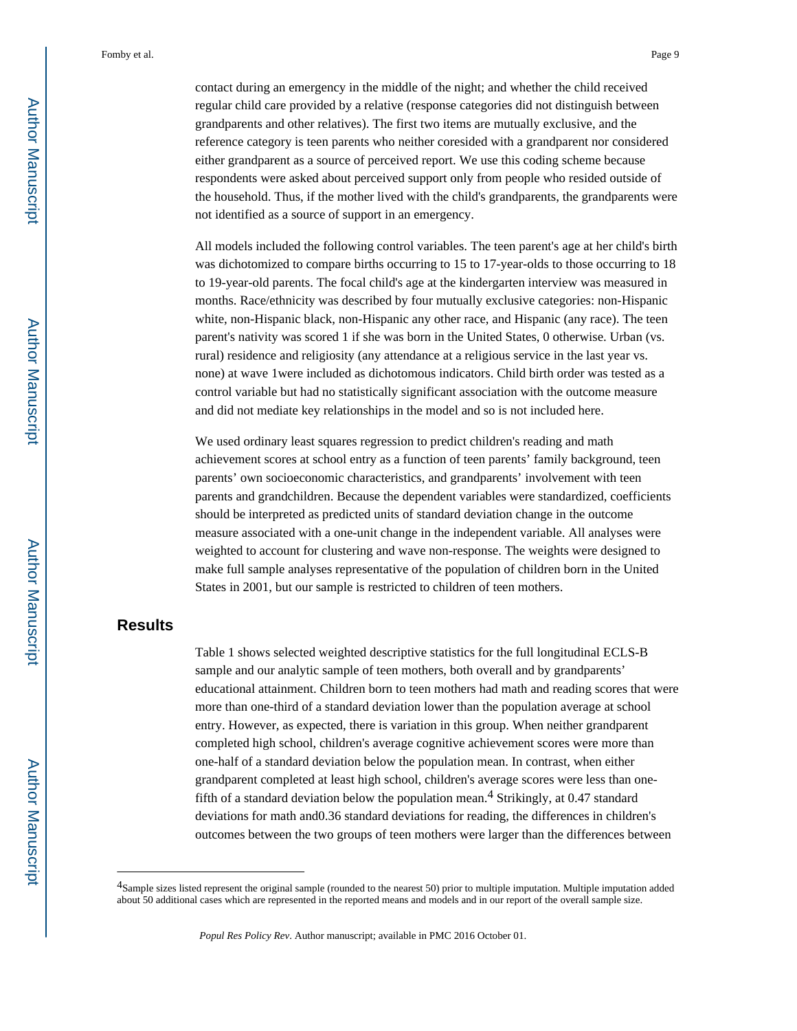contact during an emergency in the middle of the night; and whether the child received regular child care provided by a relative (response categories did not distinguish between grandparents and other relatives). The first two items are mutually exclusive, and the reference category is teen parents who neither coresided with a grandparent nor considered either grandparent as a source of perceived report. We use this coding scheme because respondents were asked about perceived support only from people who resided outside of the household. Thus, if the mother lived with the child's grandparents, the grandparents were not identified as a source of support in an emergency.

All models included the following control variables. The teen parent's age at her child's birth was dichotomized to compare births occurring to 15 to 17-year-olds to those occurring to 18 to 19-year-old parents. The focal child's age at the kindergarten interview was measured in months. Race/ethnicity was described by four mutually exclusive categories: non-Hispanic white, non-Hispanic black, non-Hispanic any other race, and Hispanic (any race). The teen parent's nativity was scored 1 if she was born in the United States, 0 otherwise. Urban (vs. rural) residence and religiosity (any attendance at a religious service in the last year vs. none) at wave 1were included as dichotomous indicators. Child birth order was tested as a control variable but had no statistically significant association with the outcome measure and did not mediate key relationships in the model and so is not included here.

We used ordinary least squares regression to predict children's reading and math achievement scores at school entry as a function of teen parents' family background, teen parents' own socioeconomic characteristics, and grandparents' involvement with teen parents and grandchildren. Because the dependent variables were standardized, coefficients should be interpreted as predicted units of standard deviation change in the outcome measure associated with a one-unit change in the independent variable. All analyses were weighted to account for clustering and wave non-response. The weights were designed to make full sample analyses representative of the population of children born in the United States in 2001, but our sample is restricted to children of teen mothers.

## Results

Table 1 shows selected weighted descriptive statistics for the full longitudinal ECLS-B sample and our analytic sample of teen mothers, both overall and by grandparents' educational attainment. Children born to teen mothers had math and reading scores that were more than one-third of a standard deviation lower than the population average at school entry. However, as expected, there is variation in this group. When neither grandparent completed high school, children's average cognitive achievement scores were more than one-half of a standard deviation below the population mean. In contrast, when either grandparent completed at least high school, children's average scores were less than one-fifth of a standard deviation below the population mean.[4] Strikingly, at 0.47 standard deviations for math and0.36 standard deviations for reading, the differences in children's outcomes between the two groups of teen mothers were larger than the differences between

[4]Sample sizes listed represent the original sample (rounded to the nearest 50) prior to multiple imputation. Multiple imputation added about 50 additional cases which are represented in the reported means and models and in our report of the overall sample size.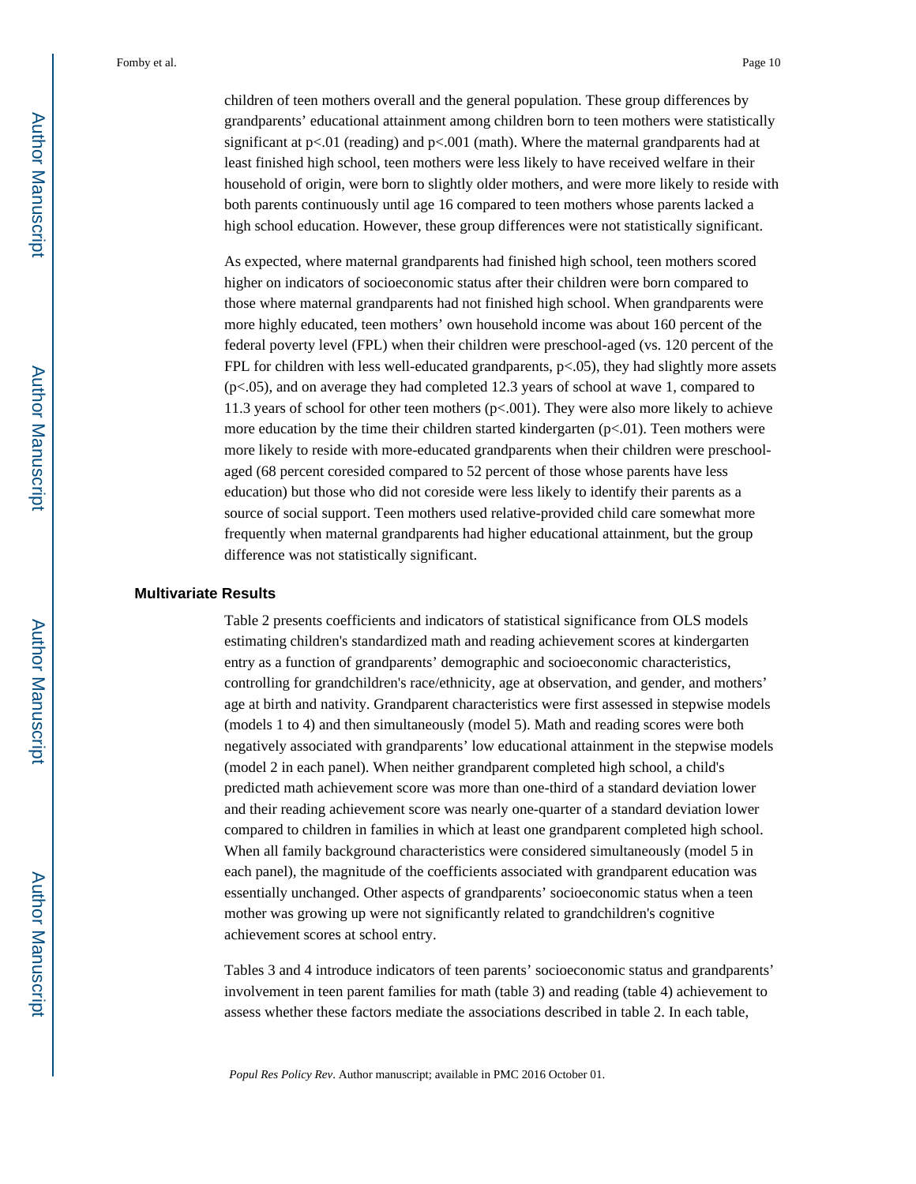children of teen mothers overall and the general population. These group differences by grandparents' educational attainment among children born to teen mothers were statistically significant at p<.01 (reading) and p<.001 (math). Where the maternal grandparents had at least finished high school, teen mothers were less likely to have received welfare in their household of origin, were born to slightly older mothers, and were more likely to reside with both parents continuously until age 16 compared to teen mothers whose parents lacked a high school education. However, these group differences were not statistically significant.

As expected, where maternal grandparents had finished high school, teen mothers scored higher on indicators of socioeconomic status after their children were born compared to those where maternal grandparents had not finished high school. When grandparents were more highly educated, teen mothers' own household income was about 160 percent of the federal poverty level (FPL) when their children were preschool-aged (vs. 120 percent of the FPL for children with less well-educated grandparents, p<.05), they had slightly more assets (p<.05), and on average they had completed 12.3 years of school at wave 1, compared to 11.3 years of school for other teen mothers (p<.001). They were also more likely to achieve more education by the time their children started kindergarten (p<.01). Teen mothers were more likely to reside with more-educated grandparents when their children were preschool-aged (68 percent coresided compared to 52 percent of those whose parents have less education) but those who did not coreside were less likely to identify their parents as a source of social support. Teen mothers used relative-provided child care somewhat more frequently when maternal grandparents had higher educational attainment, but the group difference was not statistically significant.

## Multivariate Results

Table 2 presents coefficients and indicators of statistical significance from OLS models estimating children's standardized math and reading achievement scores at kindergarten entry as a function of grandparents' demographic and socioeconomic characteristics, controlling for grandchildren's race/ethnicity, age at observation, and gender, and mothers' age at birth and nativity. Grandparent characteristics were first assessed in stepwise models (models 1 to 4) and then simultaneously (model 5). Math and reading scores were both negatively associated with grandparents' low educational attainment in the stepwise models (model 2 in each panel). When neither grandparent completed high school, a child's predicted math achievement score was more than one-third of a standard deviation lower and their reading achievement score was nearly one-quarter of a standard deviation lower compared to children in families in which at least one grandparent completed high school. When all family background characteristics were considered simultaneously (model 5 in each panel), the magnitude of the coefficients associated with grandparent education was essentially unchanged. Other aspects of grandparents' socioeconomic status when a teen mother was growing up were not significantly related to grandchildren's cognitive achievement scores at school entry.

Tables 3 and 4 introduce indicators of teen parents' socioeconomic status and grandparents' involvement in teen parent families for math (table 3) and reading (table 4) achievement to assess whether these factors mediate the associations described in table 2. In each table,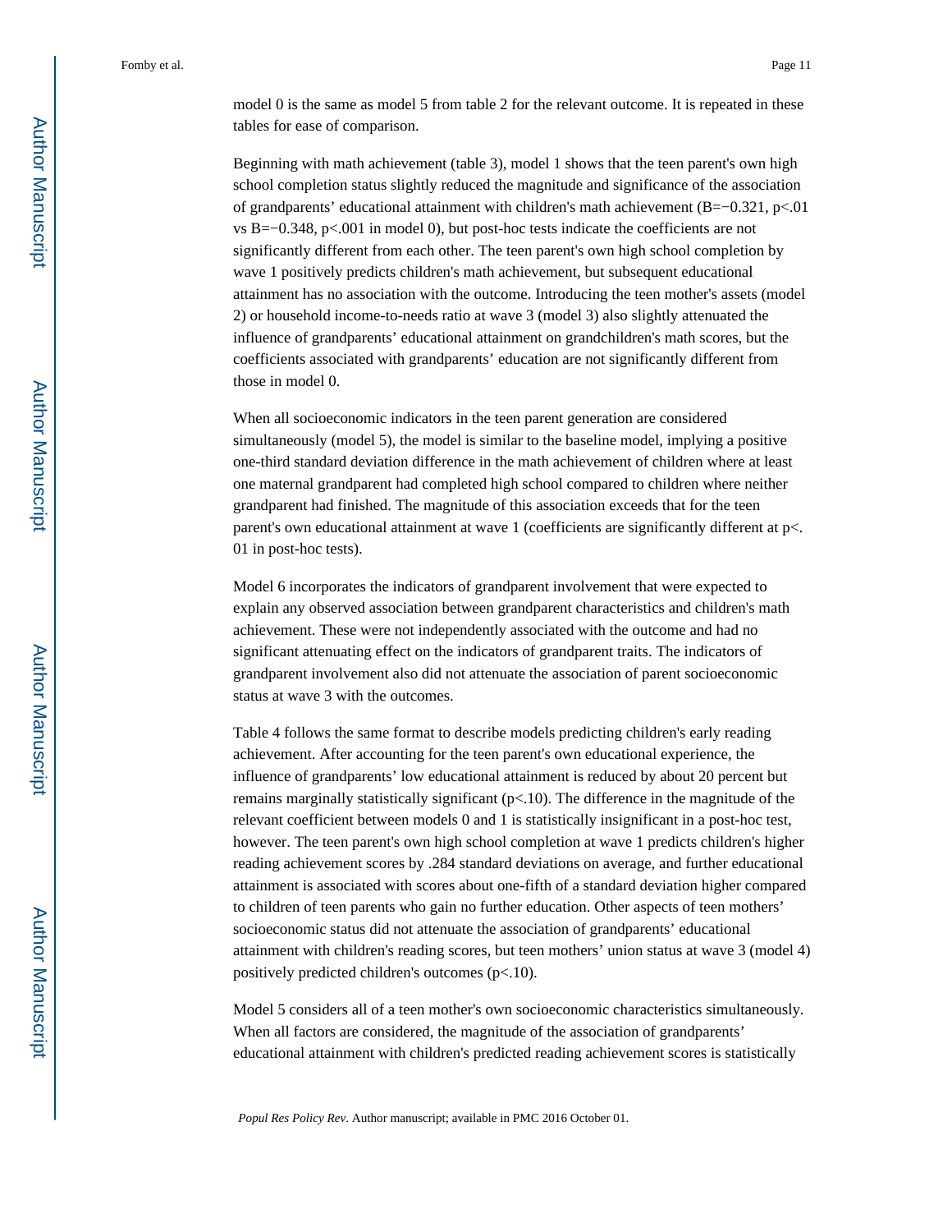model 0 is the same as model 5 from table 2 for the relevant outcome. It is repeated in these tables for ease of comparison.

Beginning with math achievement (table 3), model 1 shows that the teen parent's own high school completion status slightly reduced the magnitude and significance of the association of grandparents' educational attainment with children's math achievement ($B=-0.321$, $p<.01$ vs $B=-0.348$, $p<.001$ in model 0), but post-hoc tests indicate the coefficients are not significantly different from each other. The teen parent's own high school completion by wave 1 positively predicts children's math achievement, but subsequent educational attainment has no association with the outcome. Introducing the teen mother's assets (model 2) or household income-to-needs ratio at wave 3 (model 3) also slightly attenuated the influence of grandparents' educational attainment on grandchildren's math scores, but the coefficients associated with grandparents' education are not significantly different from those in model 0.

When all socioeconomic indicators in the teen parent generation are considered simultaneously (model 5), the model is similar to the baseline model, implying a positive one-third standard deviation difference in the math achievement of children where at least one maternal grandparent had completed high school compared to children where neither grandparent had finished. The magnitude of this association exceeds that for the teen parent's own educational attainment at wave 1 (coefficients are significantly different at $p<.01$ in post-hoc tests).

Model 6 incorporates the indicators of grandparent involvement that were expected to explain any observed association between grandparent characteristics and children's math achievement. These were not independently associated with the outcome and had no significant attenuating effect on the indicators of grandparent traits. The indicators of grandparent involvement also did not attenuate the association of parent socioeconomic status at wave 3 with the outcomes.

Table 4 follows the same format to describe models predicting children's early reading achievement. After accounting for the teen parent's own educational experience, the influence of grandparents' low educational attainment is reduced by about 20 percent but remains marginally statistically significant ($p<.10$). The difference in the magnitude of the relevant coefficient between models 0 and 1 is statistically insignificant in a post-hoc test, however. The teen parent's own high school completion at wave 1 predicts children's higher reading achievement scores by .284 standard deviations on average, and further educational attainment is associated with scores about one-fifth of a standard deviation higher compared to children of teen parents who gain no further education. Other aspects of teen mothers' socioeconomic status did not attenuate the association of grandparents' educational attainment with children's reading scores, but teen mothers' union status at wave 3 (model 4) positively predicted children's outcomes ($p<.10$).

Model 5 considers all of a teen mother's own socioeconomic characteristics simultaneously. When all factors are considered, the magnitude of the association of grandparents' educational attainment with children's predicted reading achievement scores is statistically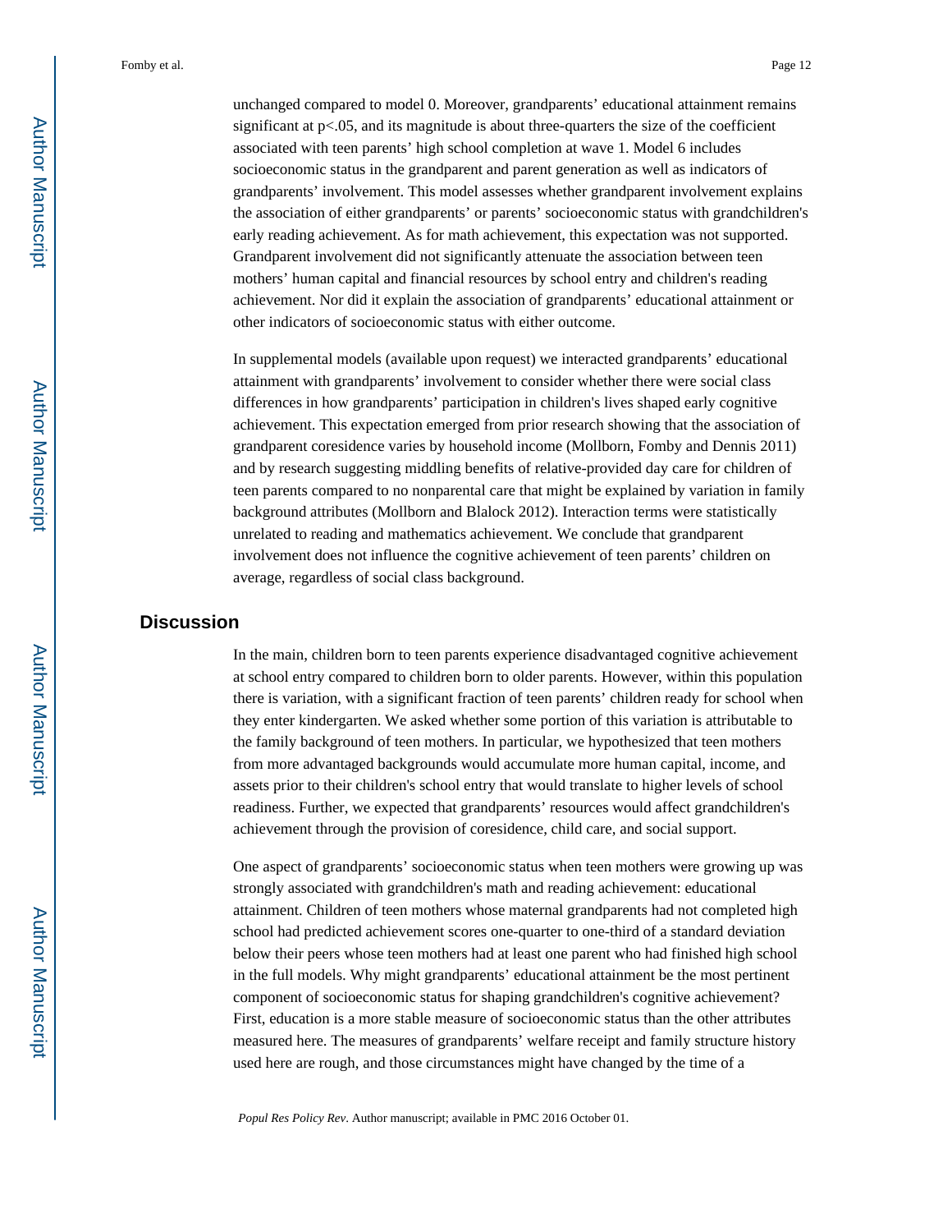unchanged compared to model 0. Moreover, grandparents' educational attainment remains significant at $p<.05$, and its magnitude is about three-quarters the size of the coefficient associated with teen parents' high school completion at wave 1. Model 6 includes socioeconomic status in the grandparent and parent generation as well as indicators of grandparents' involvement. This model assesses whether grandparent involvement explains the association of either grandparents' or parents' socioeconomic status with grandchildren's early reading achievement. As for math achievement, this expectation was not supported. Grandparent involvement did not significantly attenuate the association between teen mothers' human capital and financial resources by school entry and children's reading achievement. Nor did it explain the association of grandparents' educational attainment or other indicators of socioeconomic status with either outcome.

In supplemental models (available upon request) we interacted grandparents' educational attainment with grandparents' involvement to consider whether there were social class differences in how grandparents' participation in children's lives shaped early cognitive achievement. This expectation emerged from prior research showing that the association of grandparent coresidence varies by household income (Mollborn, Fomby and Dennis 2011) and by research suggesting middling benefits of relative-provided day care for children of teen parents compared to no nonparental care that might be explained by variation in family background attributes (Mollborn and Blalock 2012). Interaction terms were statistically unrelated to reading and mathematics achievement. We conclude that grandparent involvement does not influence the cognitive achievement of teen parents' children on average, regardless of social class background.

## Discussion

In the main, children born to teen parents experience disadvantaged cognitive achievement at school entry compared to children born to older parents. However, within this population there is variation, with a significant fraction of teen parents' children ready for school when they enter kindergarten. We asked whether some portion of this variation is attributable to the family background of teen mothers. In particular, we hypothesized that teen mothers from more advantaged backgrounds would accumulate more human capital, income, and assets prior to their children's school entry that would translate to higher levels of school readiness. Further, we expected that grandparents' resources would affect grandchildren's achievement through the provision of coresidence, child care, and social support.

One aspect of grandparents' socioeconomic status when teen mothers were growing up was strongly associated with grandchildren's math and reading achievement: educational attainment. Children of teen mothers whose maternal grandparents had not completed high school had predicted achievement scores one-quarter to one-third of a standard deviation below their peers whose teen mothers had at least one parent who had finished high school in the full models. Why might grandparents' educational attainment be the most pertinent component of socioeconomic status for shaping grandchildren's cognitive achievement? First, education is a more stable measure of socioeconomic status than the other attributes measured here. The measures of grandparents' welfare receipt and family structure history used here are rough, and those circumstances might have changed by the time of a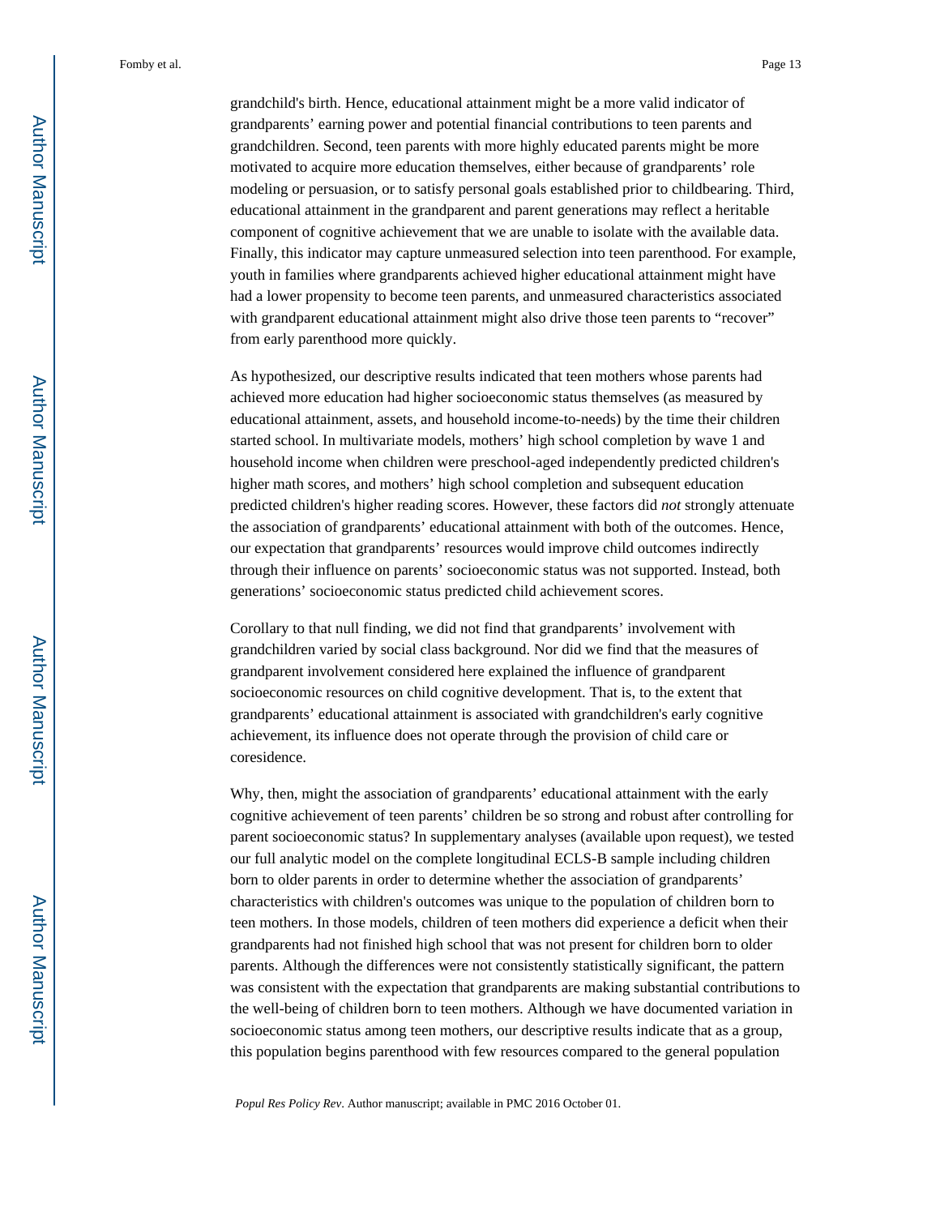grandchild's birth. Hence, educational attainment might be a more valid indicator of grandparents' earning power and potential financial contributions to teen parents and grandchildren. Second, teen parents with more highly educated parents might be more motivated to acquire more education themselves, either because of grandparents' role modeling or persuasion, or to satisfy personal goals established prior to childbearing. Third, educational attainment in the grandparent and parent generations may reflect a heritable component of cognitive achievement that we are unable to isolate with the available data. Finally, this indicator may capture unmeasured selection into teen parenthood. For example, youth in families where grandparents achieved higher educational attainment might have had a lower propensity to become teen parents, and unmeasured characteristics associated with grandparent educational attainment might also drive those teen parents to "recover" from early parenthood more quickly.

As hypothesized, our descriptive results indicated that teen mothers whose parents had achieved more education had higher socioeconomic status themselves (as measured by educational attainment, assets, and household income-to-needs) by the time their children started school. In multivariate models, mothers' high school completion by wave 1 and household income when children were preschool-aged independently predicted children's higher math scores, and mothers' high school completion and subsequent education predicted children's higher reading scores. However, these factors did *not* strongly attenuate the association of grandparents' educational attainment with both of the outcomes. Hence, our expectation that grandparents' resources would improve child outcomes indirectly through their influence on parents' socioeconomic status was not supported. Instead, both generations' socioeconomic status predicted child achievement scores.

Corollary to that null finding, we did not find that grandparents' involvement with grandchildren varied by social class background. Nor did we find that the measures of grandparent involvement considered here explained the influence of grandparent socioeconomic resources on child cognitive development. That is, to the extent that grandparents' educational attainment is associated with grandchildren's early cognitive achievement, its influence does not operate through the provision of child care or coresidence.

Why, then, might the association of grandparents' educational attainment with the early cognitive achievement of teen parents' children be so strong and robust after controlling for parent socioeconomic status? In supplementary analyses (available upon request), we tested our full analytic model on the complete longitudinal ECLS-B sample including children born to older parents in order to determine whether the association of grandparents' characteristics with children's outcomes was unique to the population of children born to teen mothers. In those models, children of teen mothers did experience a deficit when their grandparents had not finished high school that was not present for children born to older parents. Although the differences were not consistently statistically significant, the pattern was consistent with the expectation that grandparents are making substantial contributions to the well-being of children born to teen mothers. Although we have documented variation in socioeconomic status among teen mothers, our descriptive results indicate that as a group, this population begins parenthood with few resources compared to the general population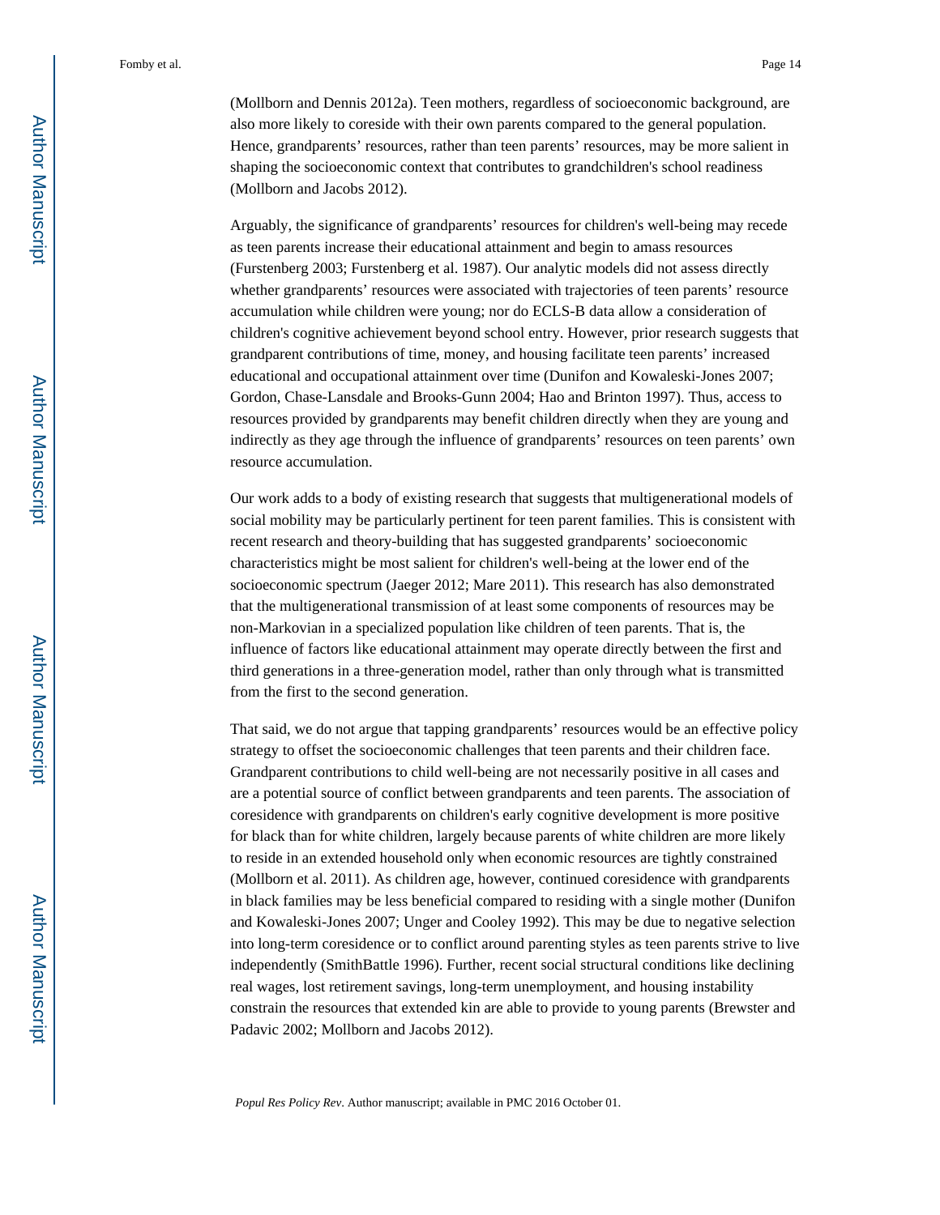(Mollborn and Dennis 2012a). Teen mothers, regardless of socioeconomic background, are also more likely to coreside with their own parents compared to the general population. Hence, grandparents' resources, rather than teen parents' resources, may be more salient in shaping the socioeconomic context that contributes to grandchildren's school readiness (Mollborn and Jacobs 2012).

Arguably, the significance of grandparents' resources for children's well-being may recede as teen parents increase their educational attainment and begin to amass resources (Furstenberg 2003; Furstenberg et al. 1987). Our analytic models did not assess directly whether grandparents' resources were associated with trajectories of teen parents' resource accumulation while children were young; nor do ECLS-B data allow a consideration of children's cognitive achievement beyond school entry. However, prior research suggests that grandparent contributions of time, money, and housing facilitate teen parents' increased educational and occupational attainment over time (Dunifon and Kowaleski-Jones 2007; Gordon, Chase-Lansdale and Brooks-Gunn 2004; Hao and Brinton 1997). Thus, access to resources provided by grandparents may benefit children directly when they are young and indirectly as they age through the influence of grandparents' resources on teen parents' own resource accumulation.

Our work adds to a body of existing research that suggests that multigenerational models of social mobility may be particularly pertinent for teen parent families. This is consistent with recent research and theory-building that has suggested grandparents' socioeconomic characteristics might be most salient for children's well-being at the lower end of the socioeconomic spectrum (Jaeger 2012; Mare 2011). This research has also demonstrated that the multigenerational transmission of at least some components of resources may be non-Markovian in a specialized population like children of teen parents. That is, the influence of factors like educational attainment may operate directly between the first and third generations in a three-generation model, rather than only through what is transmitted from the first to the second generation.

That said, we do not argue that tapping grandparents' resources would be an effective policy strategy to offset the socioeconomic challenges that teen parents and their children face. Grandparent contributions to child well-being are not necessarily positive in all cases and are a potential source of conflict between grandparents and teen parents. The association of coresidence with grandparents on children's early cognitive development is more positive for black than for white children, largely because parents of white children are more likely to reside in an extended household only when economic resources are tightly constrained (Mollborn et al. 2011). As children age, however, continued coresidence with grandparents in black families may be less beneficial compared to residing with a single mother (Dunifon and Kowaleski-Jones 2007; Unger and Cooley 1992). This may be due to negative selection into long-term coresidence or to conflict around parenting styles as teen parents strive to live independently (SmithBattle 1996). Further, recent social structural conditions like declining real wages, lost retirement savings, long-term unemployment, and housing instability constrain the resources that extended kin are able to provide to young parents (Brewster and Padavic 2002; Mollborn and Jacobs 2012).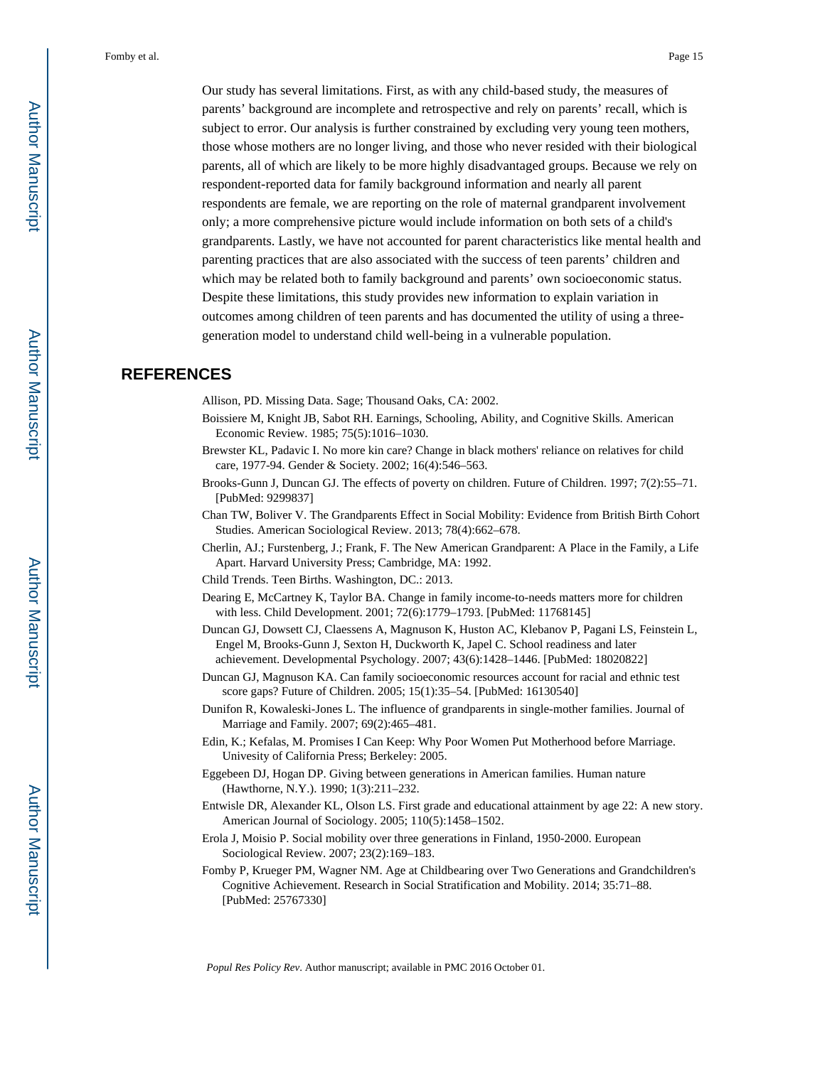Our study has several limitations. First, as with any child-based study, the measures of parents' background are incomplete and retrospective and rely on parents' recall, which is subject to error. Our analysis is further constrained by excluding very young teen mothers, those whose mothers are no longer living, and those who never resided with their biological parents, all of which are likely to be more highly disadvantaged groups. Because we rely on respondent-reported data for family background information and nearly all parent respondents are female, we are reporting on the role of maternal grandparent involvement only; a more comprehensive picture would include information on both sets of a child's grandparents. Lastly, we have not accounted for parent characteristics like mental health and parenting practices that are also associated with the success of teen parents' children and which may be related both to family background and parents' own socioeconomic status. Despite these limitations, this study provides new information to explain variation in outcomes among children of teen parents and has documented the utility of using a three-generation model to understand child well-being in a vulnerable population.

## REFERENCES

Allison, PD. Missing Data. Sage; Thousand Oaks, CA: 2002.

Boissiere M, Knight JB, Sabot RH. Earnings, Schooling, Ability, and Cognitive Skills. American Economic Review. 1985; 75(5):1016–1030.

Brewster KL, Padavic I. No more kin care? Change in black mothers' reliance on relatives for child care, 1977-94. Gender & Society. 2002; 16(4):546–563.

Brooks-Gunn J, Duncan GJ. The effects of poverty on children. Future of Children. 1997; 7(2):55–71. [PubMed: 9299837]

Chan TW, Boliver V. The Grandparents Effect in Social Mobility: Evidence from British Birth Cohort Studies. American Sociological Review. 2013; 78(4):662–678.

Cherlin, AJ.; Furstenberg, J.; Frank, F. The New American Grandparent: A Place in the Family, a Life Apart. Harvard University Press; Cambridge, MA: 1992.

Child Trends. Teen Births. Washington, DC.: 2013.

Dearing E, McCartney K, Taylor BA. Change in family income-to-needs matters more for children with less. Child Development. 2001; 72(6):1779–1793. [PubMed: 11768145]

Duncan GJ, Dowsett CJ, Claessens A, Magnuson K, Huston AC, Klebanov P, Pagani LS, Feinstein L, Engel M, Brooks-Gunn J, Sexton H, Duckworth K, Japel C. School readiness and later achievement. Developmental Psychology. 2007; 43(6):1428–1446. [PubMed: 18020822]

Duncan GJ, Magnuson KA. Can family socioeconomic resources account for racial and ethnic test score gaps? Future of Children. 2005; 15(1):35–54. [PubMed: 16130540]

Dunifon R, Kowaleski-Jones L. The influence of grandparents in single-mother families. Journal of Marriage and Family. 2007; 69(2):465–481.

Edin, K.; Kefalas, M. Promises I Can Keep: Why Poor Women Put Motherhood before Marriage. Univesity of California Press; Berkeley: 2005.

Eggebeen DJ, Hogan DP. Giving between generations in American families. Human nature (Hawthorne, N.Y.). 1990; 1(3):211–232.

Entwisle DR, Alexander KL, Olson LS. First grade and educational attainment by age 22: A new story. American Journal of Sociology. 2005; 110(5):1458–1502.

Erola J, Moisio P. Social mobility over three generations in Finland, 1950-2000. European Sociological Review. 2007; 23(2):169–183.

Fomby P, Krueger PM, Wagner NM. Age at Childbearing over Two Generations and Grandchildren's Cognitive Achievement. Research in Social Stratification and Mobility. 2014; 35:71–88. [PubMed: 25767330]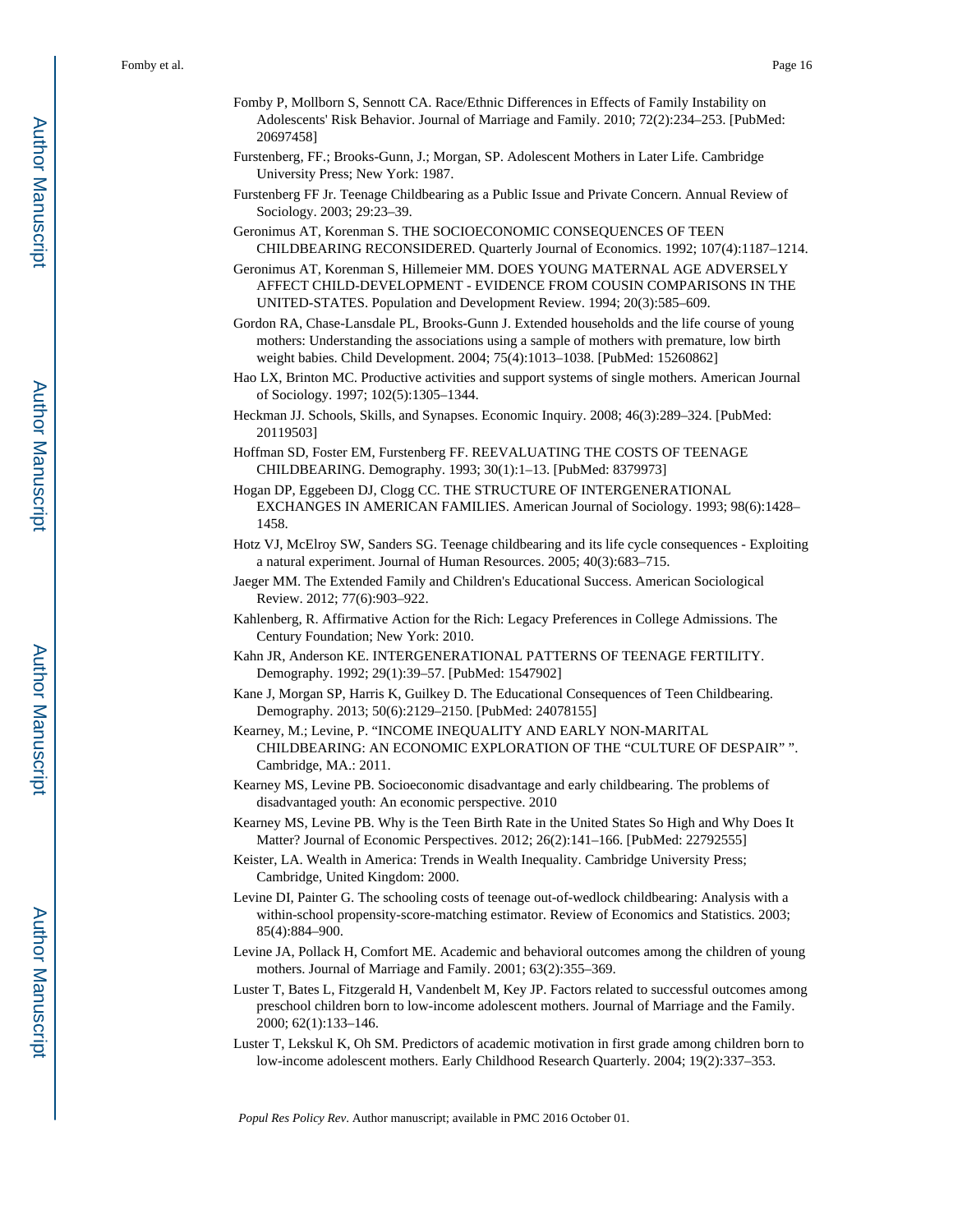Fomby P, Mollborn S, Sennott CA. Race/Ethnic Differences in Effects of Family Instability on Adolescents' Risk Behavior. Journal of Marriage and Family. 2010; 72(2):234–253. [PubMed: 20697458]

Furstenberg, FF.; Brooks-Gunn, J.; Morgan, SP. Adolescent Mothers in Later Life. Cambridge University Press; New York: 1987.

Furstenberg FF Jr. Teenage Childbearing as a Public Issue and Private Concern. Annual Review of Sociology. 2003; 29:23–39.

Geronimus AT, Korenman S. THE SOCIOECONOMIC CONSEQUENCES OF TEEN CHILDBEARING RECONSIDERED. Quarterly Journal of Economics. 1992; 107(4):1187–1214.

Geronimus AT, Korenman S, Hillemeier MM. DOES YOUNG MATERNAL AGE ADVERSELY AFFECT CHILD-DEVELOPMENT - EVIDENCE FROM COUSIN COMPARISONS IN THE UNITED-STATES. Population and Development Review. 1994; 20(3):585–609.

Gordon RA, Chase-Lansdale PL, Brooks-Gunn J. Extended households and the life course of young mothers: Understanding the associations using a sample of mothers with premature, low birth weight babies. Child Development. 2004; 75(4):1013–1038. [PubMed: 15260862]

Hao LX, Brinton MC. Productive activities and support systems of single mothers. American Journal of Sociology. 1997; 102(5):1305–1344.

Heckman JJ. Schools, Skills, and Synapses. Economic Inquiry. 2008; 46(3):289–324. [PubMed: 20119503]

Hoffman SD, Foster EM, Furstenberg FF. REEVALUATING THE COSTS OF TEENAGE CHILDBEARING. Demography. 1993; 30(1):1–13. [PubMed: 8379973]

Hogan DP, Eggebeen DJ, Clogg CC. THE STRUCTURE OF INTERGENERATIONAL EXCHANGES IN AMERICAN FAMILIES. American Journal of Sociology. 1993; 98(6):1428–1458.

Hotz VJ, McElroy SW, Sanders SG. Teenage childbearing and its life cycle consequences - Exploiting a natural experiment. Journal of Human Resources. 2005; 40(3):683–715.

Jaeger MM. The Extended Family and Children's Educational Success. American Sociological Review. 2012; 77(6):903–922.

Kahlenberg, R. Affirmative Action for the Rich: Legacy Preferences in College Admissions. The Century Foundation; New York: 2010.

Kahn JR, Anderson KE. INTERGENERATIONAL PATTERNS OF TEENAGE FERTILITY. Demography. 1992; 29(1):39–57. [PubMed: 1547902]

Kane J, Morgan SP, Harris K, Guilkey D. The Educational Consequences of Teen Childbearing. Demography. 2013; 50(6):2129–2150. [PubMed: 24078155]

Kearney, M.; Levine, P. "INCOME INEQUALITY AND EARLY NON-MARITAL CHILDBEARING: AN ECONOMIC EXPLORATION OF THE "CULTURE OF DESPAIR" ". Cambridge, MA.: 2011.

Kearney MS, Levine PB. Socioeconomic disadvantage and early childbearing. The problems of disadvantaged youth: An economic perspective. 2010

Kearney MS, Levine PB. Why is the Teen Birth Rate in the United States So High and Why Does It Matter? Journal of Economic Perspectives. 2012; 26(2):141–166. [PubMed: 22792555]

Keister, LA. Wealth in America: Trends in Wealth Inequality. Cambridge University Press; Cambridge, United Kingdom: 2000.

Levine DI, Painter G. The schooling costs of teenage out-of-wedlock childbearing: Analysis with a within-school propensity-score-matching estimator. Review of Economics and Statistics. 2003; 85(4):884–900.

Levine JA, Pollack H, Comfort ME. Academic and behavioral outcomes among the children of young mothers. Journal of Marriage and Family. 2001; 63(2):355–369.

Luster T, Bates L, Fitzgerald H, Vandenbelt M, Key JP. Factors related to successful outcomes among preschool children born to low-income adolescent mothers. Journal of Marriage and the Family. 2000; 62(1):133–146.

Luster T, Lekskul K, Oh SM. Predictors of academic motivation in first grade among children born to low-income adolescent mothers. Early Childhood Research Quarterly. 2004; 19(2):337–353.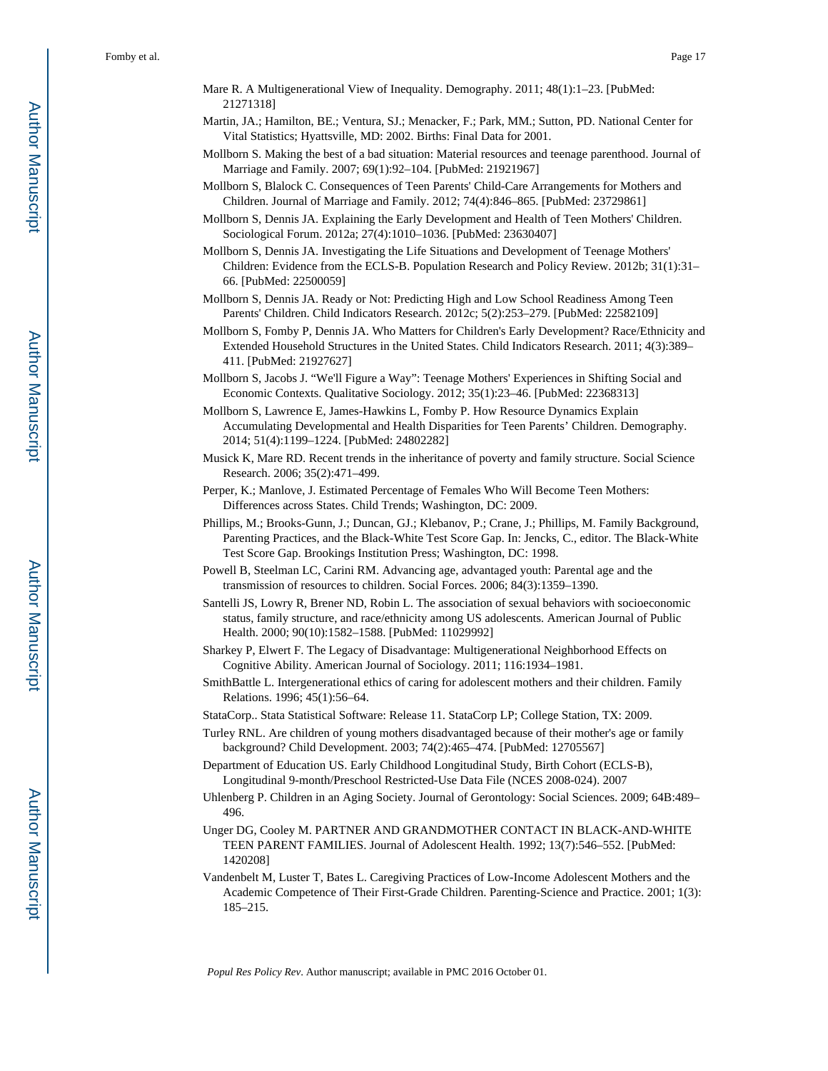Mare R. A Multigenerational View of Inequality. Demography. 2011; 48(1):1–23. [PubMed: 21271318]

Martin, JA.; Hamilton, BE.; Ventura, SJ.; Menacker, F.; Park, MM.; Sutton, PD. National Center for Vital Statistics; Hyattsville, MD: 2002. Births: Final Data for 2001.

Mollborn S. Making the best of a bad situation: Material resources and teenage parenthood. Journal of Marriage and Family. 2007; 69(1):92–104. [PubMed: 21921967]

Mollborn S, Blalock C. Consequences of Teen Parents' Child-Care Arrangements for Mothers and Children. Journal of Marriage and Family. 2012; 74(4):846–865. [PubMed: 23729861]

Mollborn S, Dennis JA. Explaining the Early Development and Health of Teen Mothers' Children. Sociological Forum. 2012a; 27(4):1010–1036. [PubMed: 23630407]

Mollborn S, Dennis JA. Investigating the Life Situations and Development of Teenage Mothers' Children: Evidence from the ECLS-B. Population Research and Policy Review. 2012b; 31(1):31–66. [PubMed: 22500059]

Mollborn S, Dennis JA. Ready or Not: Predicting High and Low School Readiness Among Teen Parents' Children. Child Indicators Research. 2012c; 5(2):253–279. [PubMed: 22582109]

Mollborn S, Fomby P, Dennis JA. Who Matters for Children's Early Development? Race/Ethnicity and Extended Household Structures in the United States. Child Indicators Research. 2011; 4(3):389–411. [PubMed: 21927627]

Mollborn S, Jacobs J. "We'll Figure a Way": Teenage Mothers' Experiences in Shifting Social and Economic Contexts. Qualitative Sociology. 2012; 35(1):23–46. [PubMed: 22368313]

Mollborn S, Lawrence E, James-Hawkins L, Fomby P. How Resource Dynamics Explain Accumulating Developmental and Health Disparities for Teen Parents' Children. Demography. 2014; 51(4):1199–1224. [PubMed: 24802282]

Musick K, Mare RD. Recent trends in the inheritance of poverty and family structure. Social Science Research. 2006; 35(2):471–499.

Perper, K.; Manlove, J. Estimated Percentage of Females Who Will Become Teen Mothers: Differences across States. Child Trends; Washington, DC: 2009.

Phillips, M.; Brooks-Gunn, J.; Duncan, GJ.; Klebanov, P.; Crane, J.; Phillips, M. Family Background, Parenting Practices, and the Black-White Test Score Gap. In: Jencks, C., editor. The Black-White Test Score Gap. Brookings Institution Press; Washington, DC: 1998.

Powell B, Steelman LC, Carini RM. Advancing age, advantaged youth: Parental age and the transmission of resources to children. Social Forces. 2006; 84(3):1359–1390.

Santelli JS, Lowry R, Brener ND, Robin L. The association of sexual behaviors with socioeconomic status, family structure, and race/ethnicity among US adolescents. American Journal of Public Health. 2000; 90(10):1582–1588. [PubMed: 11029992]

Sharkey P, Elwert F. The Legacy of Disadvantage: Multigenerational Neighborhood Effects on Cognitive Ability. American Journal of Sociology. 2011; 116:1934–1981.

SmithBattle L. Intergenerational ethics of caring for adolescent mothers and their children. Family Relations. 1996; 45(1):56–64.

StataCorp.. Stata Statistical Software: Release 11. StataCorp LP; College Station, TX: 2009.

Turley RNL. Are children of young mothers disadvantaged because of their mother's age or family background? Child Development. 2003; 74(2):465–474. [PubMed: 12705567]

Department of Education US. Early Childhood Longitudinal Study, Birth Cohort (ECLS-B), Longitudinal 9-month/Preschool Restricted-Use Data File (NCES 2008-024). 2007

Uhlenberg P. Children in an Aging Society. Journal of Gerontology: Social Sciences. 2009; 64B:489–496.

Unger DG, Cooley M. PARTNER AND GRANDMOTHER CONTACT IN BLACK-AND-WHITE TEEN PARENT FAMILIES. Journal of Adolescent Health. 1992; 13(7):546–552. [PubMed: 1420208]

Vandenbelt M, Luster T, Bates L. Caregiving Practices of Low-Income Adolescent Mothers and the Academic Competence of Their First-Grade Children. Parenting-Science and Practice. 2001; 1(3): 185–215.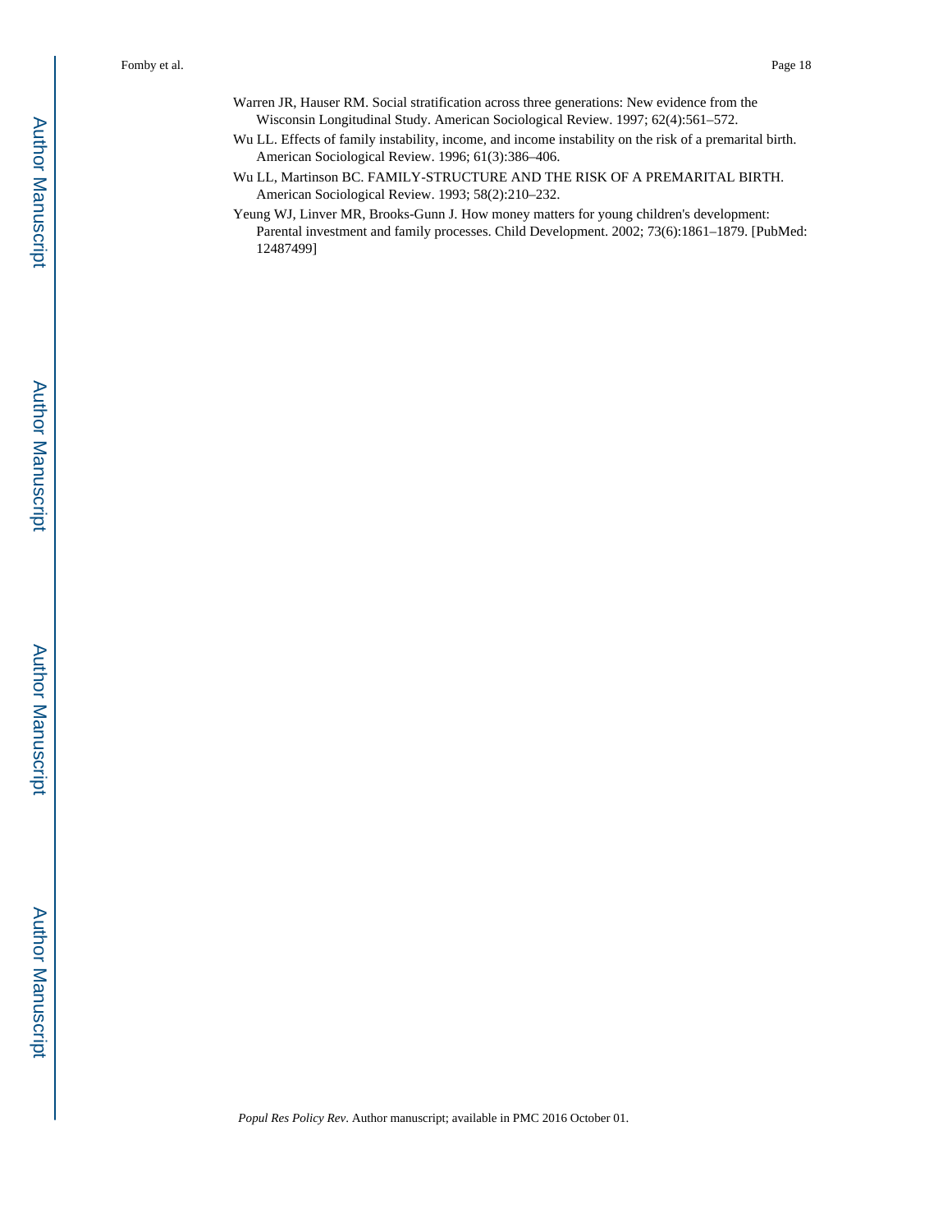Warren JR, Hauser RM. Social stratification across three generations: New evidence from the Wisconsin Longitudinal Study. American Sociological Review. 1997; 62(4):561–572.

Wu LL. Effects of family instability, income, and income instability on the risk of a premarital birth. American Sociological Review. 1996; 61(3):386–406.

Wu LL, Martinson BC. FAMILY-STRUCTURE AND THE RISK OF A PREMARITAL BIRTH. American Sociological Review. 1993; 58(2):210–232.

Yeung WJ, Linver MR, Brooks-Gunn J. How money matters for young children's development: Parental investment and family processes. Child Development. 2002; 73(6):1861–1879. [PubMed: 12487499]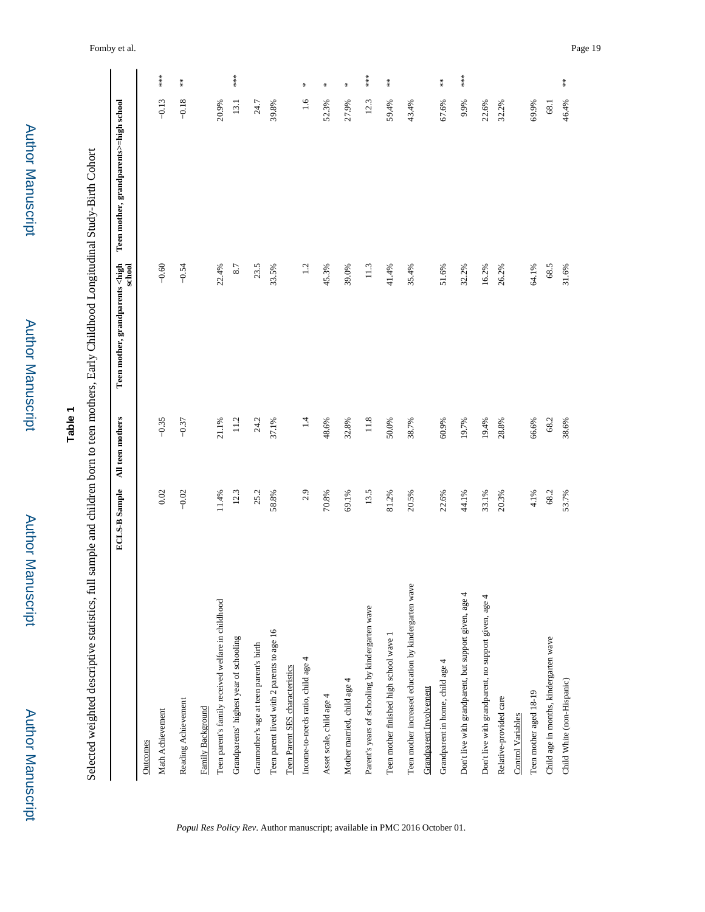**Table 1**

Selected weighted descriptive statistics, full sample and children born to teen mothers, Early Childhood Longitudinal Study-Birth Cohort

| | ECLS-B Sample | All teen mothers | Teen mother, grandparents <high school | Teen mother, grandparents>=high school | |
|---|---|---|---|---|---|
| Outcomes | | | | | |
| Math Achievement | 0.02 | −0.35 | −0.60 | −0.13 | *** |
| Reading Achievement | −0.02 | −0.37 | −0.54 | −0.18 | ** |
| Family Background | | | | | |
| Teen parent's family received welfare in childhood | 11.4% | 21.1% | 22.4% | 20.9% | |
| Grandparents' highest year of schooling | 12.3 | 11.2 | 8.7 | 13.1 | *** |
| Granmother's age at teen parent's birth | 25.2 | 24.2 | 23.5 | 24.7 | |
| Teen parent lived with 2 parents to age 16 | 58.8% | 37.1% | 33.5% | 39.8% | |
| Teen Parent SES characteristics | | | | | |
| Income-to-needs ratio, child age 4 | 2.9 | 1.4 | 1.2 | 1.6 | * |
| Asset scale, child age 4 | 70.8% | 48.6% | 45.3% | 52.3% | * |
| Mother married, child age 4 | 69.1% | 32.8% | 39.0% | 27.9% | * |
| Parent's years of schooling by kindergarten wave | 13.5 | 11.8 | 11.3 | 12.3 | *** |
| Teen mother finished high school wave 1 | 81.2% | 50.0% | 41.4% | 59.4% | ** |
| Teen mother increased education by kindergarten wave | 20.5% | 38.7% | 35.4% | 43.4% | |
| Grandparent Involvement | | | | | |
| Grandparent in home, child age 4 | 22.6% | 60.9% | 51.6% | 67.6% | ** |
| Don't live with grandparent, but support given, age 4 | 44.1% | 19.7% | 32.2% | 9.9% | *** |
| Don't live with grandparent, no support given, age 4 | 33.1% | 19.4% | 16.2% | 22.6% | |
| Relative-provided care | 20.3% | 28.8% | 26.2% | 32.2% | |
| Control Variables | | | | | |
| Teen mother aged 18-19 | 4.1% | 66.6% | 64.1% | 69.9% | |
| Child age in months, kindergarten wave | 68.2 | 68.2 | 68.5 | 68.1 | |
| Child White (non-Hispanic) | 53.7% | 38.6% | 31.6% | 46.4% | ** |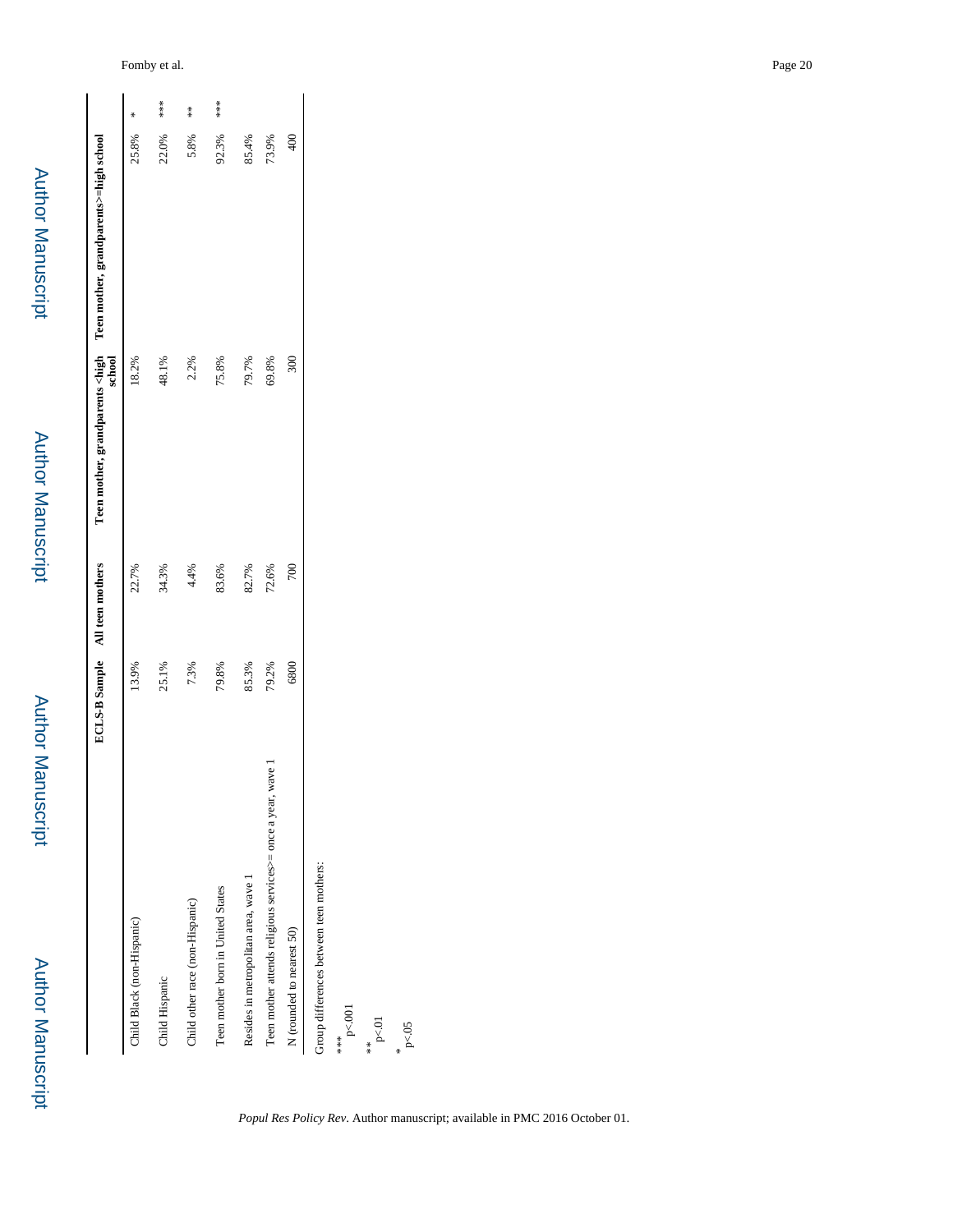|  | ECLS-B Sample | All teen mothers | Teen mother, grandparents <high school | Teen mother, grandparents>=high school |  |
|---|---|---|---|---|---|
| Child Black (non-Hispanic) | 13.9% | 22.7% | 18.2% | 25.8% | * |
| Child Hispanic | 25.1% | 34.3% | 48.1% | 22.0% | *** |
| Child other race (non-Hispanic) | 7.3% | 4.4% | 2.2% | 5.8% | ** |
| Teen mother born in United States | 79.8% | 83.6% | 75.8% | 92.3% | *** |
| Resides in metropolitan area, wave 1 | 85.3% | 82.7% | 79.7% | 85.4% |  |
| Teen mother attends religious services>= once a year, wave 1 | 79.2% | 72.6% | 69.8% | 73.9% |  |
| N (rounded to nearest 50) | 6800 | 700 | 300 | 400 |  |

Group differences between teen mothers:

*** $p<.001$

** $p<.01$

* $p<.05$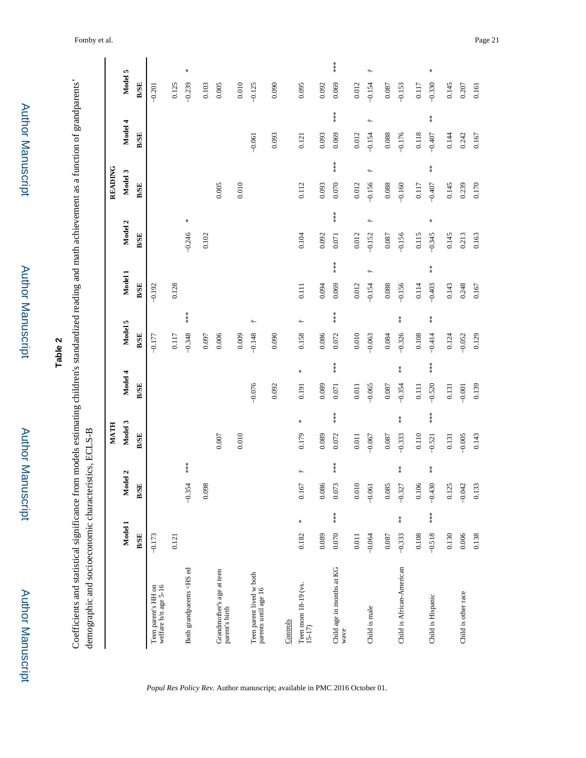**Table 2**

Coefficients and statistical significance from models estimating children's standardized reading and math achievement as a function of grandparents' demographic and socioeconomic characteristics, ECLS-B

| | MATH | | | | | | | | | | READING | | | | | | | | | |
|---|---|---|---|---|---|---|---|---|---|---|---|---|---|---|---|---|---|---|---|---|
| | Model 1 | | Model 2 | | Model 3 | | Model 4 | | Model 5 | | Model 1 | | Model 2 | | Model 3 | | Model 4 | | Model 5 | |
| | B/SE | | B/SE | | B/SE | | B/SE | | B/SE | | B/SE | | B/SE | | B/SE | | B/SE | | B/SE | |
| Teen parent's HH on welfare b/n age 5-16 | −0.173 | | | | | | | | −0.177 | | −0.192 | | | | | | | | −0.201 | |
| | 0.121 | | | | | | | | 0.117 | | 0.128 | | | | | | | | 0.125 | |
| Both grandparents <HS ed | | | −0.354 | *** | | | | | −0.348 | *** | | | −0.246 | * | | | | | −0.239 | * |
| | | | 0.098 | | | | | | 0.097 | | | | 0.102 | | | | | | 0.103 | |
| Grandmother's age at teen parent's birth | | | | | 0.007 | | | | 0.006 | | | | | | 0.005 | | | | 0.005 | |
| | | | | | 0.010 | | | | 0.009 | | | | | | 0.010 | | | | 0.010 | |
| Teen parent lived w both parents until age 16 | | | | | | | −0.076 | | −0.148 | † | | | | | | | −0.061 | | −0.125 | |
| | | | | | | | 0.092 | | 0.090 | | | | | | | | 0.093 | | 0.090 | |
| Controls | | | | | | | | | | | | | | | | | | | | |
| Teen mom 18-19 (vs. 15-17) | 0.182 | * | 0.167 | † | 0.179 | * | 0.191 | * | 0.158 | † | 0.111 | | 0.104 | | 0.112 | | 0.121 | | 0.095 | |
| | 0.089 | | 0.086 | | 0.089 | | 0.089 | | 0.086 | | 0.094 | | 0.092 | | 0.093 | | 0.093 | | 0.092 | |
| Child age in months at KG wave | 0.070 | *** | 0.073 | *** | 0.072 | *** | 0.071 | *** | 0.072 | *** | 0.069 | *** | 0.071 | *** | 0.070 | *** | 0.069 | *** | 0.069 | *** |
| | 0.011 | | 0.010 | | 0.011 | | 0.011 | | 0.010 | | 0.012 | | 0.012 | | 0.012 | | 0.012 | | 0.012 | |
| Child is male | −0.064 | | −0.061 | | −0.067 | | −0.065 | | −0.063 | | −0.154 | † | −0.152 | † | −0.156 | † | −0.154 | † | −0.154 | † |
| | 0.087 | | 0.085 | | 0.087 | | 0.087 | | 0.084 | | 0.088 | | 0.087 | | 0.088 | | 0.088 | | 0.087 | |
| Child is African-American | −0.333 | ** | −0.327 | ** | −0.333 | ** | −0.354 | ** | −0.326 | ** | −0.156 | | −0.156 | | −0.160 | | −0.176 | | −0.153 | |
| | 0.108 | | 0.106 | | 0.110 | | 0.111 | | 0.108 | | 0.114 | | 0.115 | | 0.117 | | 0.118 | | 0.117 | |
| Child is Hispanic | −0.518 | *** | −0.430 | ** | −0.521 | *** | −0.520 | *** | −0.414 | ** | −0.403 | ** | −0.345 | * | −0.407 | ** | −0.407 | ** | −0.330 | * |
| | 0.130 | | 0.125 | | 0.131 | | 0.131 | | 0.124 | | 0.143 | | 0.145 | | 0.145 | | 0.144 | | 0.145 | |
| Child is other race | 0.006 | | −0.042 | | −0.005 | | −0.001 | | −0.052 | | 0.248 | | 0.213 | | 0.239 | | 0.242 | | 0.207 | |
| | 0.138 | | 0.133 | | 0.143 | | 0.139 | | 0.129 | | 0.167 | | 0.163 | | 0.170 | | 0.167 | | 0.161 | |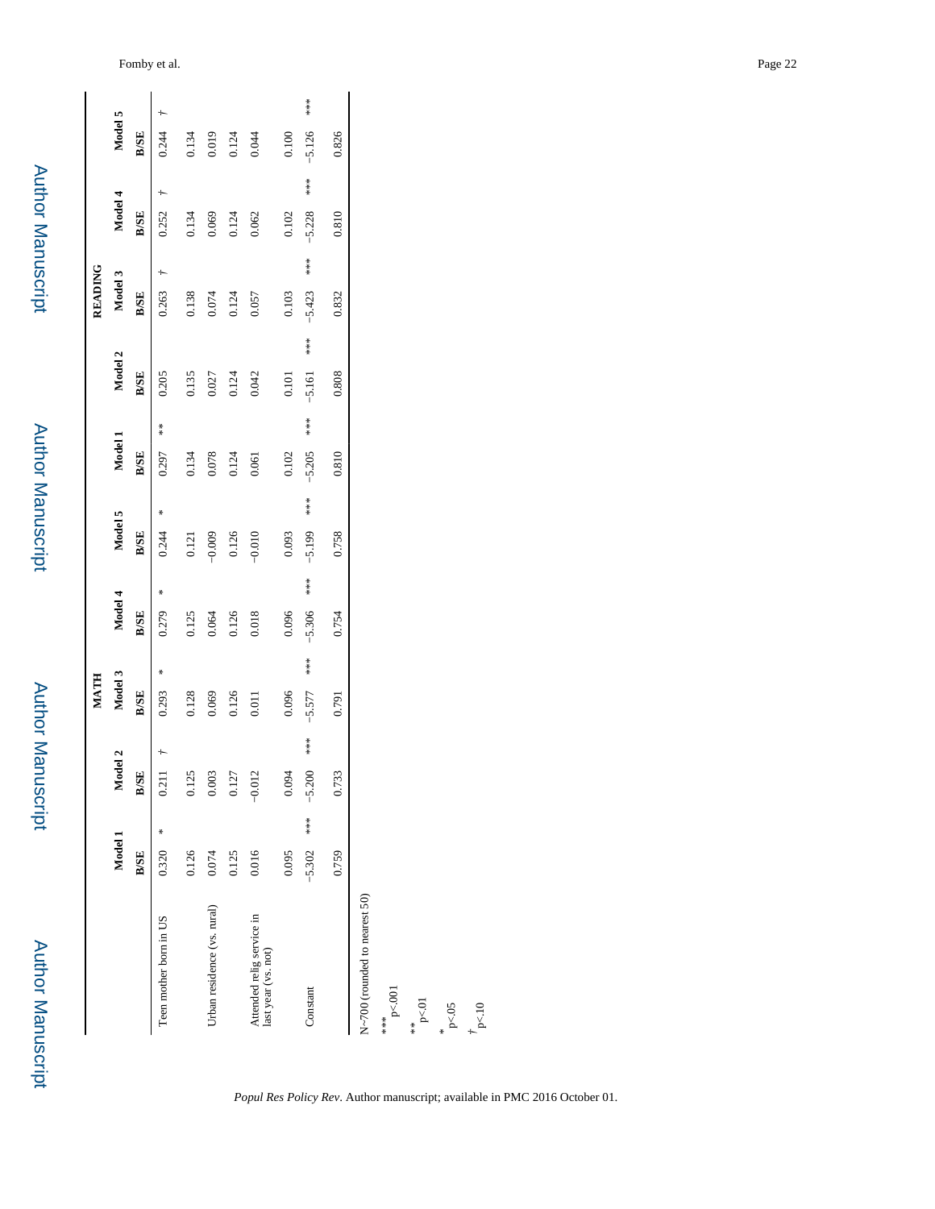| | MATH | | | | | | | | | | READING | | | | | | | | | |
|---|---|---|---|---|---|---|---|---|---|---|---|---|---|---|---|---|---|---|---|---|
| | Model 1 | | Model 2 | | Model 3 | | Model 4 | | Model 5 | | Model 1 | | Model 2 | | Model 3 | | Model 4 | | Model 5 | |
| | B/SE | | B/SE | | B/SE | | B/SE | | B/SE | | B/SE | | B/SE | | B/SE | | B/SE | | B/SE | |
| Teen mother born in US | 0.320 | * | 0.211 | † | 0.293 | * | 0.279 | * | 0.244 | * | 0.297 | ** | 0.205 | | 0.263 | † | 0.252 | † | 0.244 | † |
| | 0.126 | | 0.125 | | 0.128 | | 0.125 | | 0.121 | | 0.134 | | 0.135 | | 0.138 | | 0.134 | | 0.134 | |
| Urban residence (vs. rural) | 0.074 | | 0.003 | | 0.069 | | 0.064 | | −0.009 | | 0.078 | | 0.027 | | 0.074 | | 0.069 | | 0.019 | |
| | 0.125 | | 0.127 | | 0.126 | | 0.126 | | 0.126 | | 0.124 | | 0.124 | | 0.124 | | 0.124 | | 0.124 | |
| Attended relig service in last year (vs. not) | 0.016 | | −0.012 | | 0.011 | | 0.018 | | −0.010 | | 0.061 | | 0.042 | | 0.057 | | 0.062 | | 0.044 | |
| | 0.095 | | 0.094 | | 0.096 | | 0.096 | | 0.093 | | 0.102 | | 0.101 | | 0.103 | | 0.102 | | 0.100 | |
| Constant | −5.302 | *** | −5.200 | *** | −5.577 | *** | −5.306 | *** | −5.199 | *** | −5.205 | *** | −5.161 | *** | −5.423 | *** | −5.228 | *** | −5.126 | *** |
| | 0.759 | | 0.733 | | 0.791 | | 0.754 | | 0.758 | | 0.810 | | 0.808 | | 0.832 | | 0.810 | | 0.826 | |

N~700 (rounded to nearest 50)

*** p<.001

** p<.01

* p<.05

† p<.10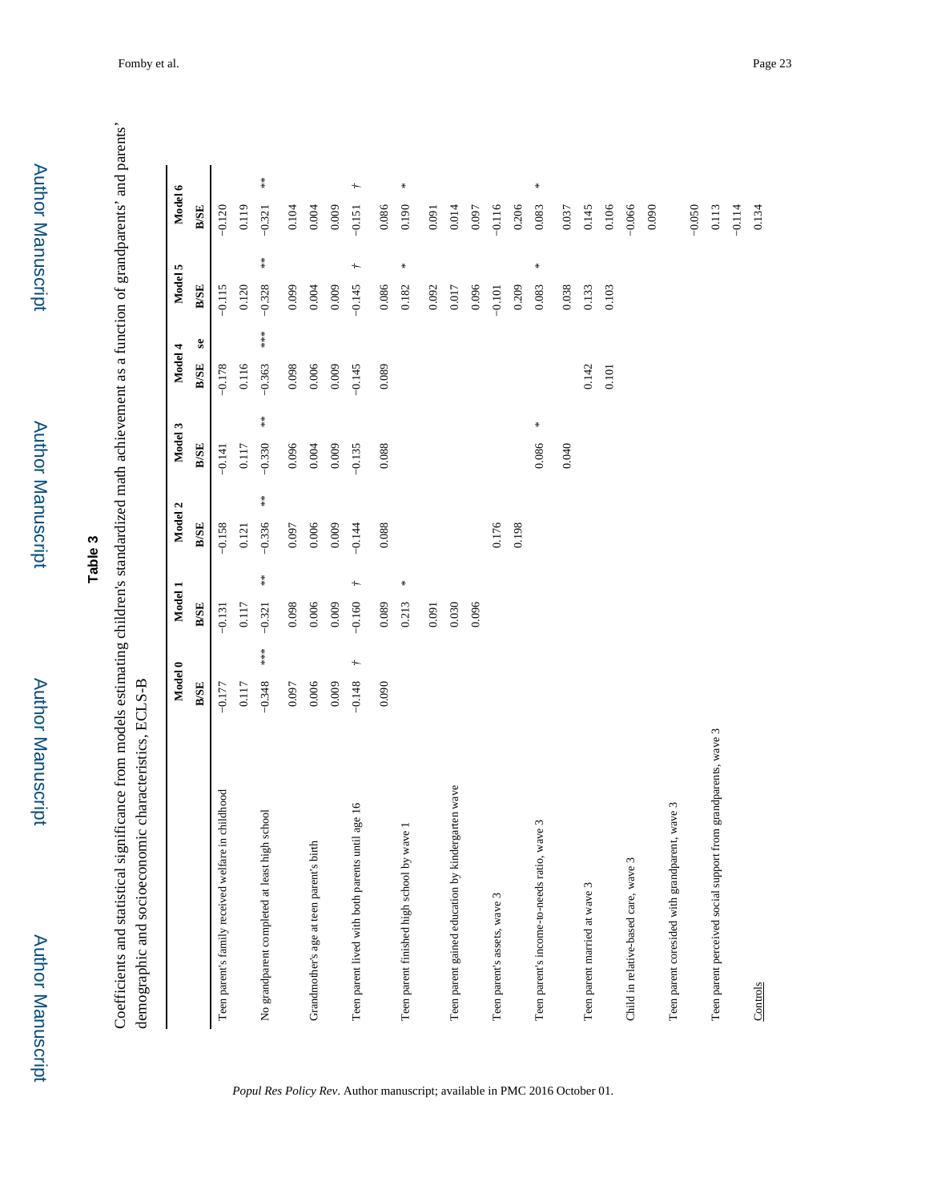**Table 3**

Coefficients and statistical significance from models estimating children's standardized math achievement as a function of grandparents' and parents' demographic and socioeconomic characteristics, ECLS-B

| | Model 0 | | Model 1 | | Model 2 | | Model 3 | | Model 4 | | Model 5 | | Model 6 | |
|---|---|---|---|---|---|---|---|---|---|---|---|---|---|---|
| | B/SE | | B/SE | | B/SE | | B/SE | | B/SE | se | B/SE | | B/SE | |
| Teen parent's family received welfare in childhood | −0.177 | | −0.131 | | −0.158 | | −0.141 | | −0.178 | | −0.115 | | −0.120 | |
| | 0.117 | | 0.117 | | 0.121 | | 0.117 | | 0.116 | | 0.120 | | 0.119 | |
| No grandparent completed at least high school | −0.348 | *** | −0.321 | ** | −0.336 | ** | −0.330 | ** | −0.363 | *** | −0.328 | ** | −0.321 | ** |
| | 0.097 | | 0.098 | | 0.097 | | 0.096 | | 0.098 | | 0.099 | | 0.104 | |
| Grandmother's age at teen parent's birth | 0.006 | | 0.006 | | 0.006 | | 0.004 | | 0.006 | | 0.004 | | 0.004 | |
| | 0.009 | | 0.009 | | 0.009 | | 0.009 | | 0.009 | | 0.009 | | 0.009 | |
| Teen parent lived with both parents until age 16 | −0.148 | † | −0.160 | † | −0.144 | | −0.135 | | −0.145 | | −0.145 | † | −0.151 | † |
| | 0.090 | | 0.089 | | 0.088 | | 0.088 | | 0.089 | | 0.086 | | 0.086 | |
| Teen parent finished high school by wave 1 | | | 0.213 | * | | | | | | | 0.182 | * | 0.190 | * |
| | | | 0.091 | | | | | | | | 0.092 | | 0.091 | |
| Teen parent gained education by kindergarten wave | | | 0.030 | | | | | | | | 0.017 | | 0.014 | |
| | | | 0.096 | | | | | | | | 0.096 | | 0.097 | |
| Teen parent's assets, wave 3 | | | | | 0.176 | | | | | | −0.101 | | −0.116 | |
| | | | | | 0.198 | | | | | | 0.209 | | 0.206 | |
| Teen parent's income-to-needs ratio, wave 3 | | | | | | | 0.086 | * | | | 0.083 | * | 0.083 | * |
| | | | | | | | 0.040 | | | | 0.038 | | 0.037 | |
| Teen parent married at wave 3 | | | | | | | | | 0.142 | | 0.133 | | 0.145 | |
| | | | | | | | | | 0.101 | | 0.103 | | 0.106 | |
| Child in relative-based care, wave 3 | | | | | | | | | | | | | −0.066 | |
| | | | | | | | | | | | | | 0.090 | |
| Teen parent coresided with grandparent, wave 3 | | | | | | | | | | | | | −0.050 | |
| | | | | | | | | | | | | | 0.113 | |
| Teen parent perceived social support from grandparents, wave 3 | | | | | | | | | | | | | −0.114 | |
| | | | | | | | | | | | | | 0.134 | |
| Controls | | | | | | | | | | | | | | |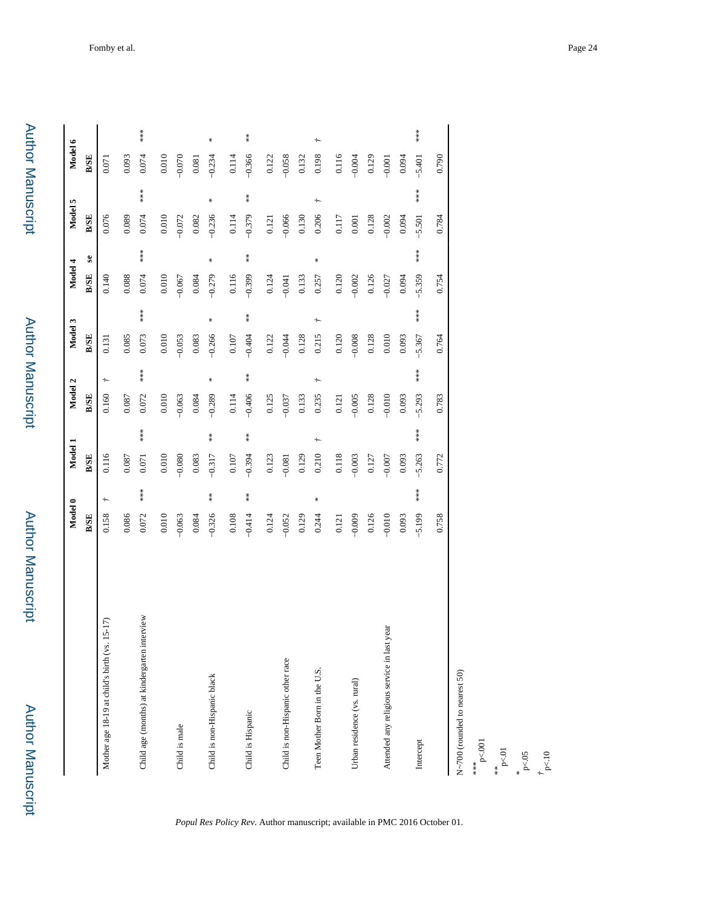| | Model 0 | | Model 1 | | Model 2 | | Model 3 | | Model 4 | | Model 5 | | Model 6 | |
|---|---|---|---|---|---|---|---|---|---|---|---|---|---|---|
| | B/SE | | B/SE | | B/SE | | B/SE | | B/SE | se | B/SE | | B/SE | |
| Mother age 18-19 at child's birth (vs. 15-17) | 0.158 | † | 0.116 | | 0.160 | † | 0.131 | | 0.140 | | 0.076 | | 0.071 | |
| | 0.086 | | 0.087 | | 0.087 | | 0.085 | | 0.088 | | 0.089 | | 0.093 | |
| Child age (months) at kindergarten interview | 0.072 | *** | 0.071 | *** | 0.072 | *** | 0.073 | *** | 0.074 | *** | 0.074 | *** | 0.074 | *** |
| | 0.010 | | 0.010 | | 0.010 | | 0.010 | | 0.010 | | 0.010 | | 0.010 | |
| Child is male | −0.063 | | −0.080 | | −0.063 | | −0.053 | | −0.067 | | −0.072 | | −0.070 | |
| | 0.084 | | 0.083 | | 0.084 | | 0.083 | | 0.084 | | 0.082 | | 0.081 | |
| Child is non-Hispanic black | −0.326 | ** | −0.317 | ** | −0.289 | * | −0.266 | * | −0.279 | * | −0.236 | * | −0.234 | * |
| | 0.108 | | 0.107 | | 0.114 | | 0.107 | | 0.116 | | 0.114 | | 0.114 | |
| Child is Hispanic | −0.414 | ** | −0.394 | ** | −0.406 | ** | −0.404 | ** | −0.399 | ** | −0.379 | ** | −0.366 | ** |
| | 0.124 | | 0.123 | | 0.125 | | 0.122 | | 0.124 | | 0.121 | | 0.122 | |
| Child is non-Hispanic other race | −0.052 | | −0.081 | | −0.037 | | −0.044 | | −0.041 | | −0.066 | | −0.058 | |
| | 0.129 | | 0.129 | | 0.133 | | 0.128 | | 0.133 | | 0.130 | | 0.132 | |
| Teen Mother Born in the U.S. | 0.244 | * | 0.210 | † | 0.235 | † | 0.215 | † | 0.257 | * | 0.206 | † | 0.198 | † |
| | 0.121 | | 0.118 | | 0.121 | | 0.120 | | 0.120 | | 0.117 | | 0.116 | |
| Urban residence (vs. rural) | −0.009 | | −0.003 | | −0.005 | | −0.008 | | −0.002 | | 0.001 | | −0.004 | |
| | 0.126 | | 0.127 | | 0.128 | | 0.128 | | 0.126 | | 0.128 | | 0.129 | |
| Attended any religious service in last year | −0.010 | | −0.007 | | −0.010 | | 0.010 | | −0.027 | | −0.002 | | −0.001 | |
| | 0.093 | | 0.093 | | 0.093 | | 0.093 | | 0.094 | | 0.094 | | 0.094 | |
| Intercept | −5.199 | *** | −5.263 | *** | −5.293 | *** | −5.367 | *** | −5.359 | *** | −5.501 | *** | −5.401 | *** |
| | 0.758 | | 0.772 | | 0.783 | | 0.764 | | 0.754 | | 0.784 | | 0.790 | |

N~700 (rounded to nearest 50)

*** p<.001

** p<.01

* p<.05

† p<.10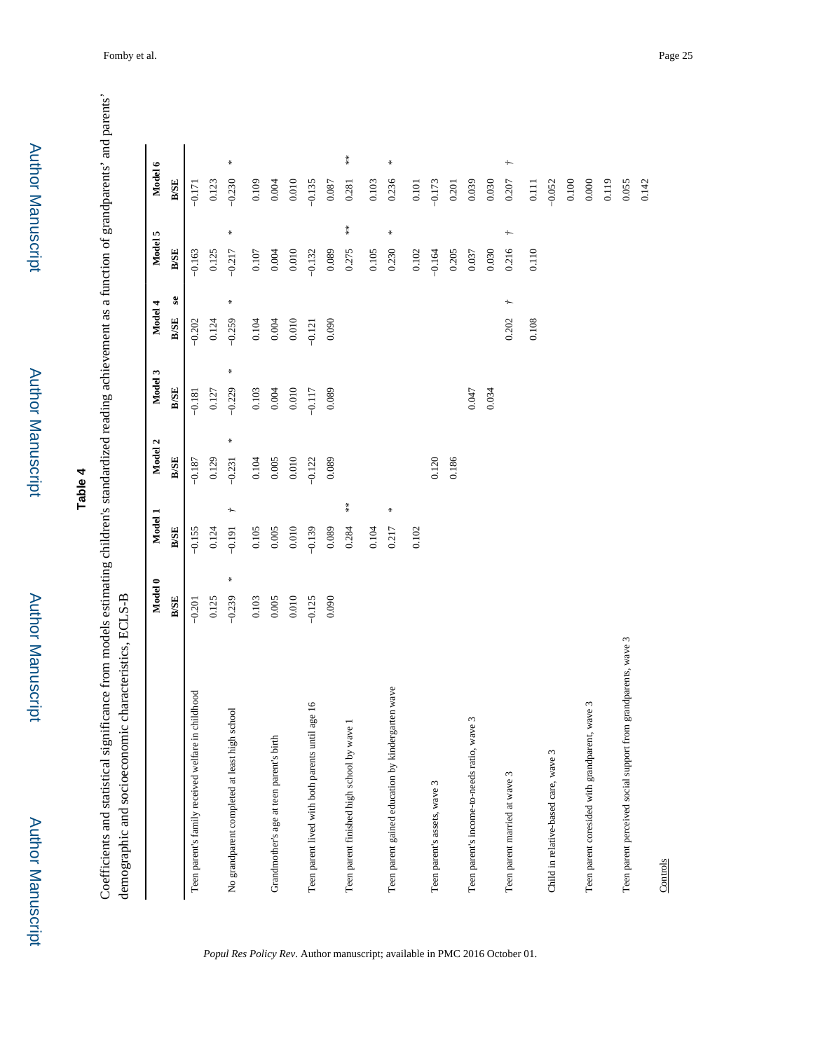**Table 4**

Coefficients and statistical significance from models estimating children's standardized reading achievement as a function of grandparents' and parents' demographic and socioeconomic characteristics, ECLS-B

| | Model 0 | | Model 1 | | Model 2 | | Model 3 | | Model 4 | | Model 5 | | Model 6 | |
|---|---|---|---|---|---|---|---|---|---|---|---|---|---|---|
| | B/SE | | B/SE | | B/SE | | B/SE | | B/SE | se | B/SE | | B/SE | |
| Teen parent's family received welfare in childhood | −0.201 | | −0.155 | | −0.187 | | −0.181 | | −0.202 | | −0.163 | | −0.171 | |
| | 0.125 | | 0.124 | | 0.129 | | 0.127 | | 0.124 | | 0.125 | | 0.123 | |
| No grandparent completed at least high school | −0.239 | * | −0.191 | † | −0.231 | * | −0.229 | * | −0.259 | * | −0.217 | * | −0.230 | * |
| | 0.103 | | 0.105 | | 0.104 | | 0.103 | | 0.104 | | 0.107 | | 0.109 | |
| Grandmother's age at teen parent's birth | 0.005 | | 0.005 | | 0.005 | | 0.004 | | 0.004 | | 0.004 | | 0.004 | |
| | 0.010 | | 0.010 | | 0.010 | | 0.010 | | 0.010 | | 0.010 | | 0.010 | |
| Teen parent lived with both parents until age 16 | −0.125 | | −0.139 | | −0.122 | | −0.117 | | −0.121 | | −0.132 | | −0.135 | |
| | 0.090 | | 0.089 | | 0.089 | | 0.089 | | 0.090 | | 0.089 | | 0.087 | |
| Teen parent finished high school by wave 1 | | | 0.284 | ** | | | | | | | 0.275 | ** | 0.281 | ** |
| | | | 0.104 | | | | | | | | 0.105 | | 0.103 | |
| Teen parent gained education by kindergarten wave | | | 0.217 | * | | | | | | | 0.230 | * | 0.236 | * |
| | | | 0.102 | | | | | | | | 0.102 | | 0.101 | |
| Teen parent's assets, wave 3 | | | | | 0.120 | | | | | | −0.164 | | −0.173 | |
| | | | | | 0.186 | | | | | | 0.205 | | 0.201 | |
| Teen parent's income-to-needs ratio, wave 3 | | | | | | | 0.047 | | | | 0.037 | | 0.039 | |
| | | | | | | | 0.034 | | | | 0.030 | | 0.030 | |
| Teen parent married at wave 3 | | | | | | | | | 0.202 | † | 0.216 | † | 0.207 | † |
| | | | | | | | | | 0.108 | | 0.110 | | 0.111 | |
| Child in relative-based care, wave 3 | | | | | | | | | | | | | −0.052 | |
| | | | | | | | | | | | | | 0.100 | |
| Teen parent coresided with grandparent, wave 3 | | | | | | | | | | | | | 0.000 | |
| | | | | | | | | | | | | | 0.119 | |
| Teen parent perceived social support from grandparents, wave 3 | | | | | | | | | | | | | 0.055 | |
| | | | | | | | | | | | | | 0.142 | |
| Controls | | | | | | | | | | | | | | |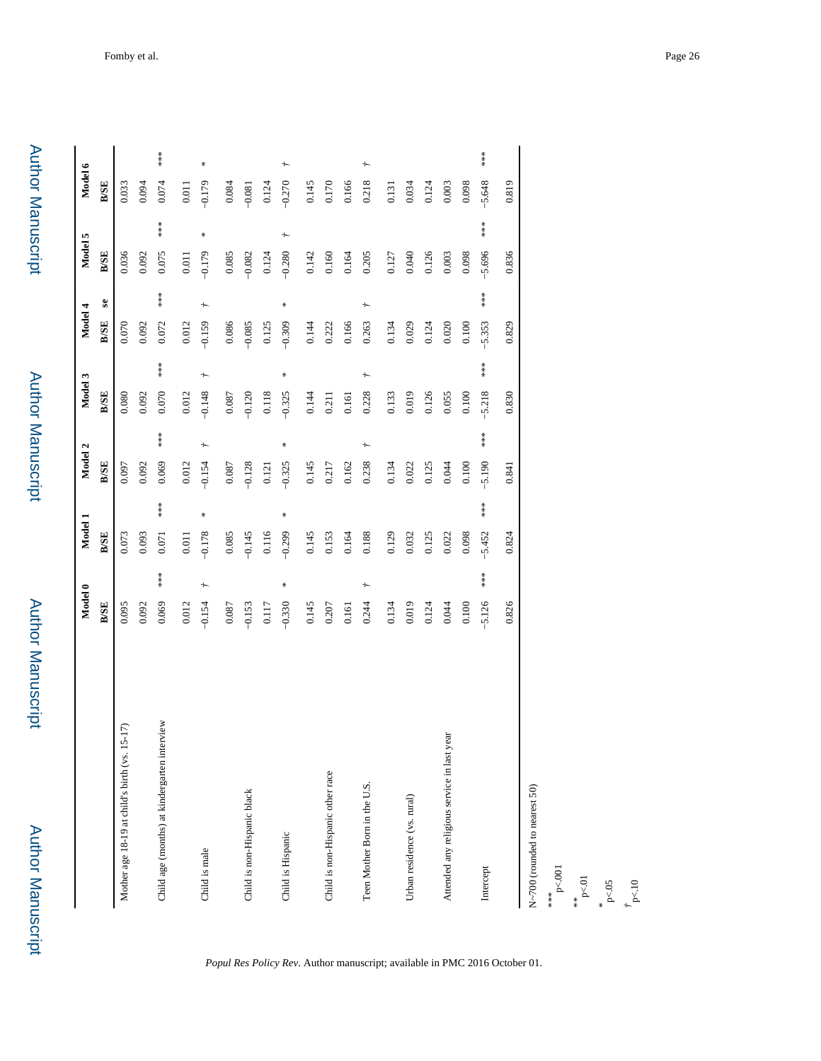| | Model 0 | | Model 1 | | Model 2 | | Model 3 | | Model 4 | | Model 5 | | Model 6 | |
|---|---|---|---|---|---|---|---|---|---|---|---|---|---|---|
| | B/SE | | B/SE | | B/SE | | B/SE | | B/SE | se | B/SE | | B/SE | |
| Mother age 18-19 at child's birth (vs. 15-17) | 0.095 | | 0.073 | | 0.097 | | 0.080 | | 0.070 | | 0.036 | | 0.033 | |
| | 0.092 | | 0.093 | | 0.092 | | 0.092 | | 0.092 | | 0.092 | | 0.094 | |
| Child age (months) at kindergarten interview | 0.069 | *** | 0.071 | *** | 0.069 | *** | 0.070 | *** | 0.072 | *** | 0.075 | *** | 0.074 | *** |
| | 0.012 | | 0.011 | | 0.012 | | 0.012 | | 0.012 | | 0.011 | | 0.011 | |
| Child is male | −0.154 | † | −0.178 | * | −0.154 | † | −0.148 | † | −0.159 | † | −0.179 | * | −0.179 | * |
| | 0.087 | | 0.085 | | 0.087 | | 0.087 | | 0.086 | | 0.085 | | 0.084 | |
| Child is non-Hispanic black | −0.153 | | −0.145 | | −0.128 | | −0.120 | | −0.085 | | −0.082 | | −0.081 | |
| | 0.117 | | 0.116 | | 0.121 | | 0.118 | | 0.125 | | 0.124 | | 0.124 | |
| Child is Hispanic | −0.330 | * | −0.299 | * | −0.325 | * | −0.325 | * | −0.309 | * | −0.280 | † | −0.270 | † |
| | 0.145 | | 0.145 | | 0.145 | | 0.144 | | 0.144 | | 0.142 | | 0.145 | |
| Child is non-Hispanic other race | 0.207 | | 0.153 | | 0.217 | | 0.211 | | 0.222 | | 0.160 | | 0.170 | |
| | 0.161 | | 0.164 | | 0.162 | | 0.161 | | 0.166 | | 0.164 | | 0.166 | |
| Teen Mother Born in the U.S. | 0.244 | † | 0.188 | | 0.238 | † | 0.228 | † | 0.263 | † | 0.205 | | 0.218 | † |
| | 0.134 | | 0.129 | | 0.134 | | 0.133 | | 0.134 | | 0.127 | | 0.131 | |
| Urban residence (vs. rural) | 0.019 | | 0.032 | | 0.022 | | 0.019 | | 0.029 | | 0.040 | | 0.034 | |
| | 0.124 | | 0.125 | | 0.125 | | 0.126 | | 0.124 | | 0.126 | | 0.124 | |
| Attended any religious service in last year | 0.044 | | 0.022 | | 0.044 | | 0.055 | | 0.020 | | 0.003 | | 0.003 | |
| | 0.100 | | 0.098 | | 0.100 | | 0.100 | | 0.100 | | 0.098 | | 0.098 | |
| Intercept | −5.126 | *** | −5.452 | *** | −5.190 | *** | −5.218 | *** | −5.353 | *** | −5.696 | *** | −5.648 | *** |
| | 0.826 | | 0.824 | | 0.841 | | 0.830 | | 0.829 | | 0.836 | | 0.819 | |

N~700 (rounded to nearest 50)

*** p<.001

** p<.01

* p<.05

† p<.10